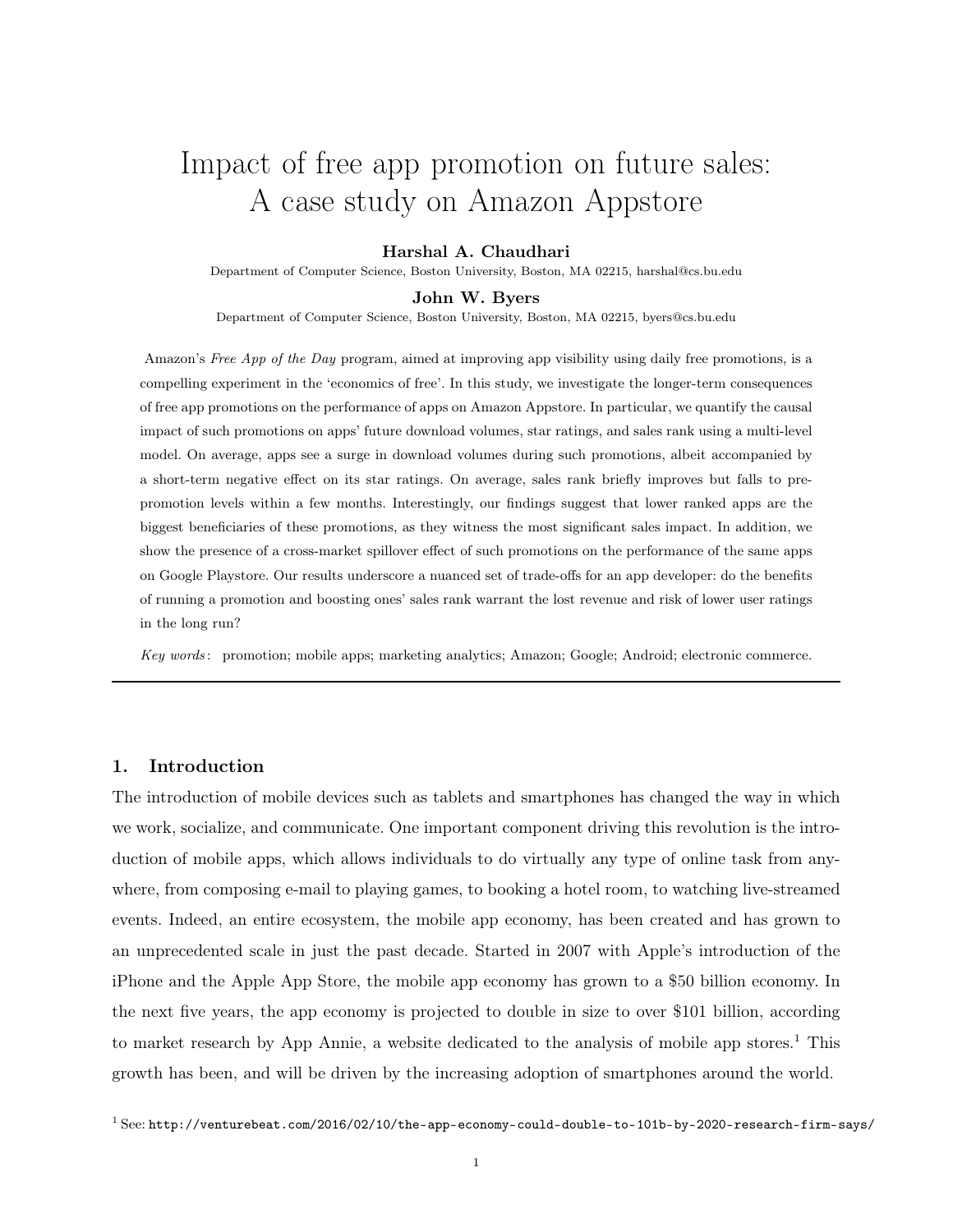# Impact of free app promotion on future sales: A case study on Amazon Appstore

**Harshal A. Chaudhari**

Department of Computer Science, Boston University, Boston, MA 02215, harshal@cs.bu.edu

**John W. Byers**

Department of Computer Science, Boston University, Boston, MA 02215, byers@cs.bu.edu

Amazon's *Free App of the Day* program, aimed at improving app visibility using daily free promotions, is a compelling experiment in the 'economics of free'. In this study, we investigate the longer-term consequences of free app promotions on the performance of apps on Amazon Appstore. In particular, we quantify the causal impact of such promotions on apps' future download volumes, star ratings, and sales rank using a multi-level model. On average, apps see a surge in download volumes during such promotions, albeit accompanied by a short-term negative effect on its star ratings. On average, sales rank briefly improves but falls to pre-promotion levels within a few months. Interestingly, our findings suggest that lower ranked apps are the biggest beneficiaries of these promotions, as they witness the most significant sales impact. In addition, we show the presence of a cross-market spillover effect of such promotions on the performance of the same apps on Google Playstore. Our results underscore a nuanced set of trade-offs for an app developer: do the benefits of running a promotion and boosting ones' sales rank warrant the lost revenue and risk of lower user ratings in the long run?

*Key words*: promotion; mobile apps; marketing analytics; Amazon; Google; Android; electronic commerce.

## 1. Introduction

The introduction of mobile devices such as tablets and smartphones has changed the way in which we work, socialize, and communicate. One important component driving this revolution is the introduction of mobile apps, which allows individuals to do virtually any type of online task from anywhere, from composing e-mail to playing games, to booking a hotel room, to watching live-streamed events. Indeed, an entire ecosystem, the mobile app economy, has been created and has grown to an unprecedented scale in just the past decade. Started in 2007 with Apple's introduction of the iPhone and the Apple App Store, the mobile app economy has grown to a $50 billion economy. In the next five years, the app economy is projected to double in size to over $101 billion, according to market research by App Annie, a website dedicated to the analysis of mobile app stores.[1] This growth has been, and will be driven by the increasing adoption of smartphones around the world.

[1] See: http://venturebeat.com/2016/02/10/the-app-economy-could-double-to-101b-by-2020-research-firm-says/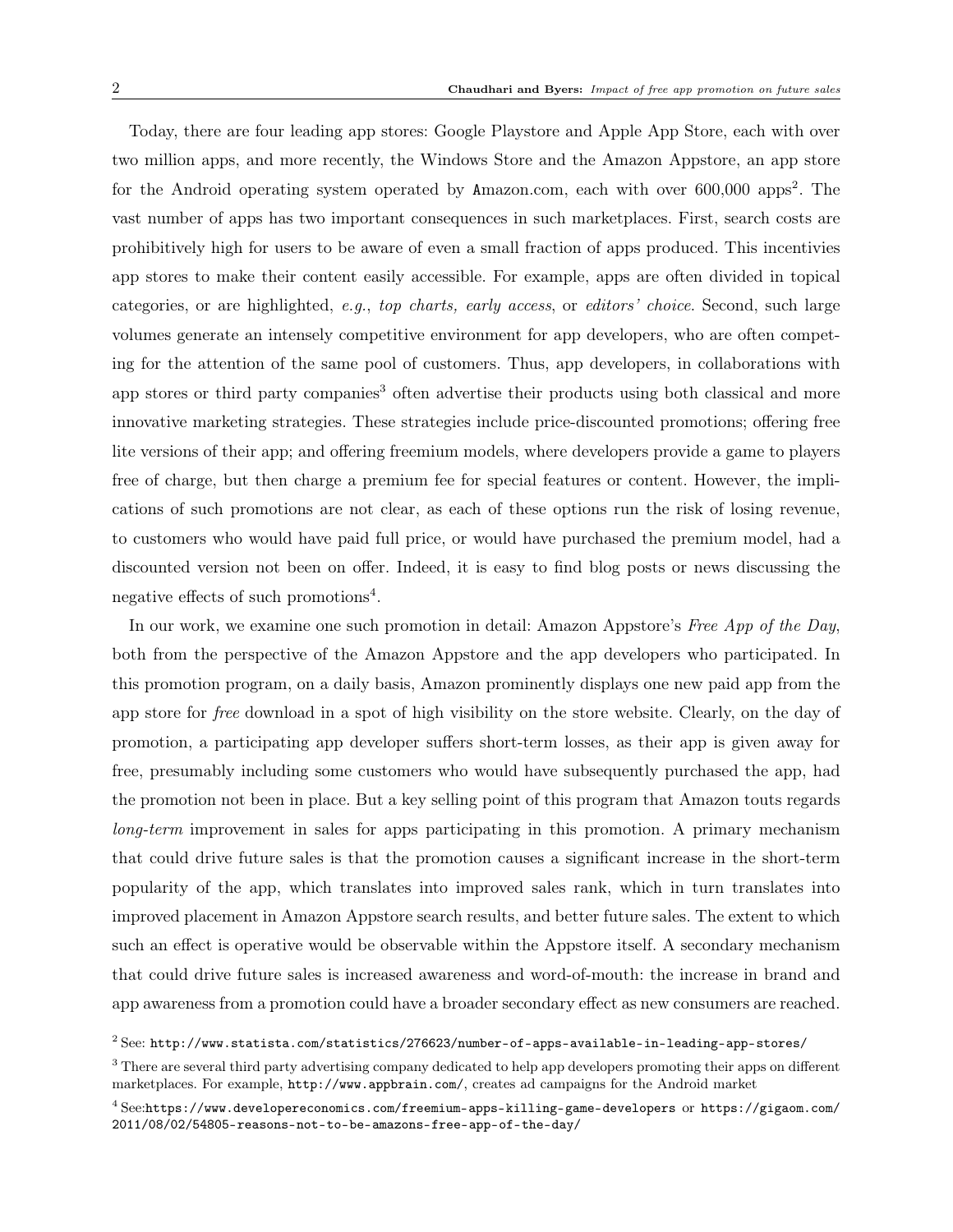Today, there are four leading app stores: Google Playstore and Apple App Store, each with over two million apps, and more recently, the Windows Store and the Amazon Appstore, an app store for the Android operating system operated by Amazon.com, each with over 600,000 apps[2]. The vast number of apps has two important consequences in such marketplaces. First, search costs are prohibitively high for users to be aware of even a small fraction of apps produced. This incentivies app stores to make their content easily accessible. For example, apps are often divided in topical categories, or are highlighted, *e.g.*, *top charts, early access*, or *editors' choice*. Second, such large volumes generate an intensely competitive environment for app developers, who are often competing for the attention of the same pool of customers. Thus, app developers, in collaborations with app stores or third party companies[3] often advertise their products using both classical and more innovative marketing strategies. These strategies include price-discounted promotions; offering free lite versions of their app; and offering freemium models, where developers provide a game to players free of charge, but then charge a premium fee for special features or content. However, the implications of such promotions are not clear, as each of these options run the risk of losing revenue, to customers who would have paid full price, or would have purchased the premium model, had a discounted version not been on offer. Indeed, it is easy to find blog posts or news discussing the negative effects of such promotions[4].

In our work, we examine one such promotion in detail: Amazon Appstore's *Free App of the Day*, both from the perspective of the Amazon Appstore and the app developers who participated. In this promotion program, on a daily basis, Amazon prominently displays one new paid app from the app store for *free* download in a spot of high visibility on the store website. Clearly, on the day of promotion, a participating app developer suffers short-term losses, as their app is given away for free, presumably including some customers who would have subsequently purchased the app, had the promotion not been in place. But a key selling point of this program that Amazon touts regards *long-term* improvement in sales for apps participating in this promotion. A primary mechanism that could drive future sales is that the promotion causes a significant increase in the short-term popularity of the app, which translates into improved sales rank, which in turn translates into improved placement in Amazon Appstore search results, and better future sales. The extent to which such an effect is operative would be observable within the Appstore itself. A secondary mechanism that could drive future sales is increased awareness and word-of-mouth: the increase in brand and app awareness from a promotion could have a broader secondary effect as new consumers are reached.

[2] See: `http://www.statista.com/statistics/276623/number-of-apps-available-in-leading-app-stores/`

[3] There are several third party advertising company dedicated to help app developers promoting their apps on different marketplaces. For example, `http://www.appbrain.com/`, creates ad campaigns for the Android market

[4] See:`https://www.developereconomics.com/freemium-apps-killing-game-developers` or `https://gigaom.com/2011/08/02/54805-reasons-not-to-be-amazons-free-app-of-the-day/`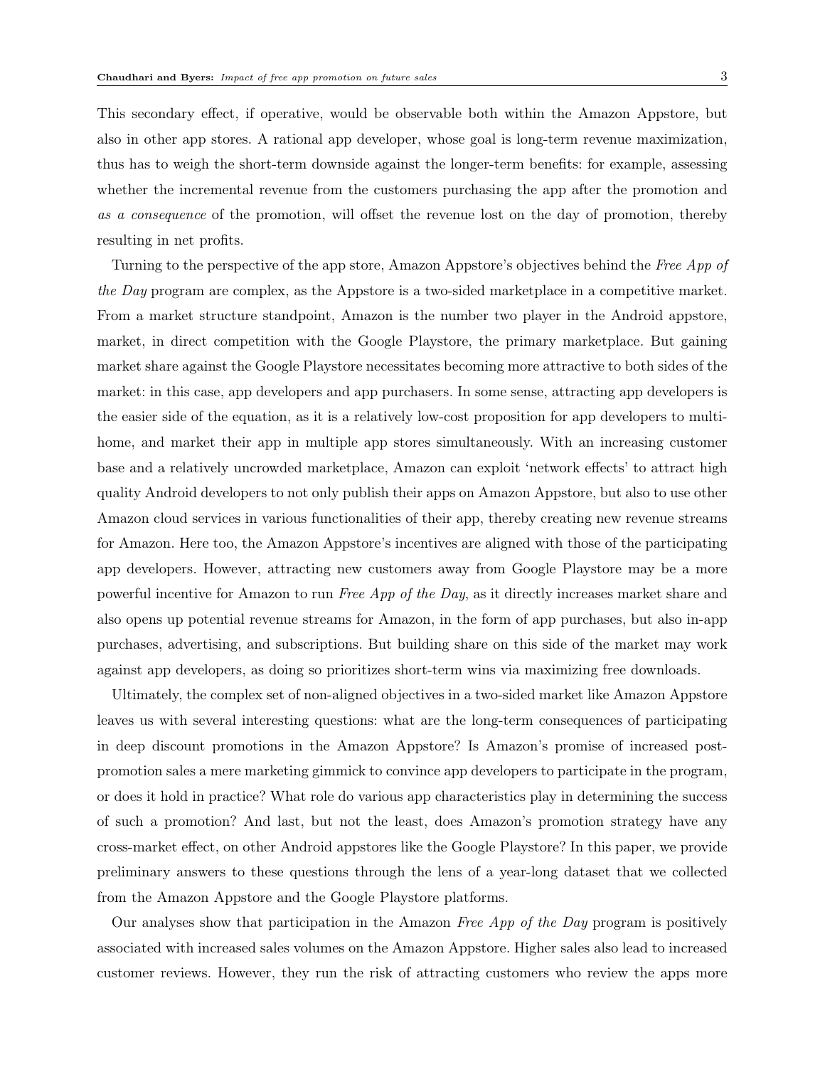This secondary effect, if operative, would be observable both within the Amazon Appstore, but also in other app stores. A rational app developer, whose goal is long-term revenue maximization, thus has to weigh the short-term downside against the longer-term benefits: for example, assessing whether the incremental revenue from the customers purchasing the app after the promotion and *as a consequence* of the promotion, will offset the revenue lost on the day of promotion, thereby resulting in net profits.

Turning to the perspective of the app store, Amazon Appstore's objectives behind the *Free App of the Day* program are complex, as the Appstore is a two-sided marketplace in a competitive market. From a market structure standpoint, Amazon is the number two player in the Android appstore, market, in direct competition with the Google Playstore, the primary marketplace. But gaining market share against the Google Playstore necessitates becoming more attractive to both sides of the market: in this case, app developers and app purchasers. In some sense, attracting app developers is the easier side of the equation, as it is a relatively low-cost proposition for app developers to multi-home, and market their app in multiple app stores simultaneously. With an increasing customer base and a relatively uncrowded marketplace, Amazon can exploit 'network effects' to attract high quality Android developers to not only publish their apps on Amazon Appstore, but also to use other Amazon cloud services in various functionalities of their app, thereby creating new revenue streams for Amazon. Here too, the Amazon Appstore's incentives are aligned with those of the participating app developers. However, attracting new customers away from Google Playstore may be a more powerful incentive for Amazon to run *Free App of the Day*, as it directly increases market share and also opens up potential revenue streams for Amazon, in the form of app purchases, but also in-app purchases, advertising, and subscriptions. But building share on this side of the market may work against app developers, as doing so prioritizes short-term wins via maximizing free downloads.

Ultimately, the complex set of non-aligned objectives in a two-sided market like Amazon Appstore leaves us with several interesting questions: what are the long-term consequences of participating in deep discount promotions in the Amazon Appstore? Is Amazon's promise of increased post-promotion sales a mere marketing gimmick to convince app developers to participate in the program, or does it hold in practice? What role do various app characteristics play in determining the success of such a promotion? And last, but not the least, does Amazon's promotion strategy have any cross-market effect, on other Android appstores like the Google Playstore? In this paper, we provide preliminary answers to these questions through the lens of a year-long dataset that we collected from the Amazon Appstore and the Google Playstore platforms.

Our analyses show that participation in the Amazon *Free App of the Day* program is positively associated with increased sales volumes on the Amazon Appstore. Higher sales also lead to increased customer reviews. However, they run the risk of attracting customers who review the apps more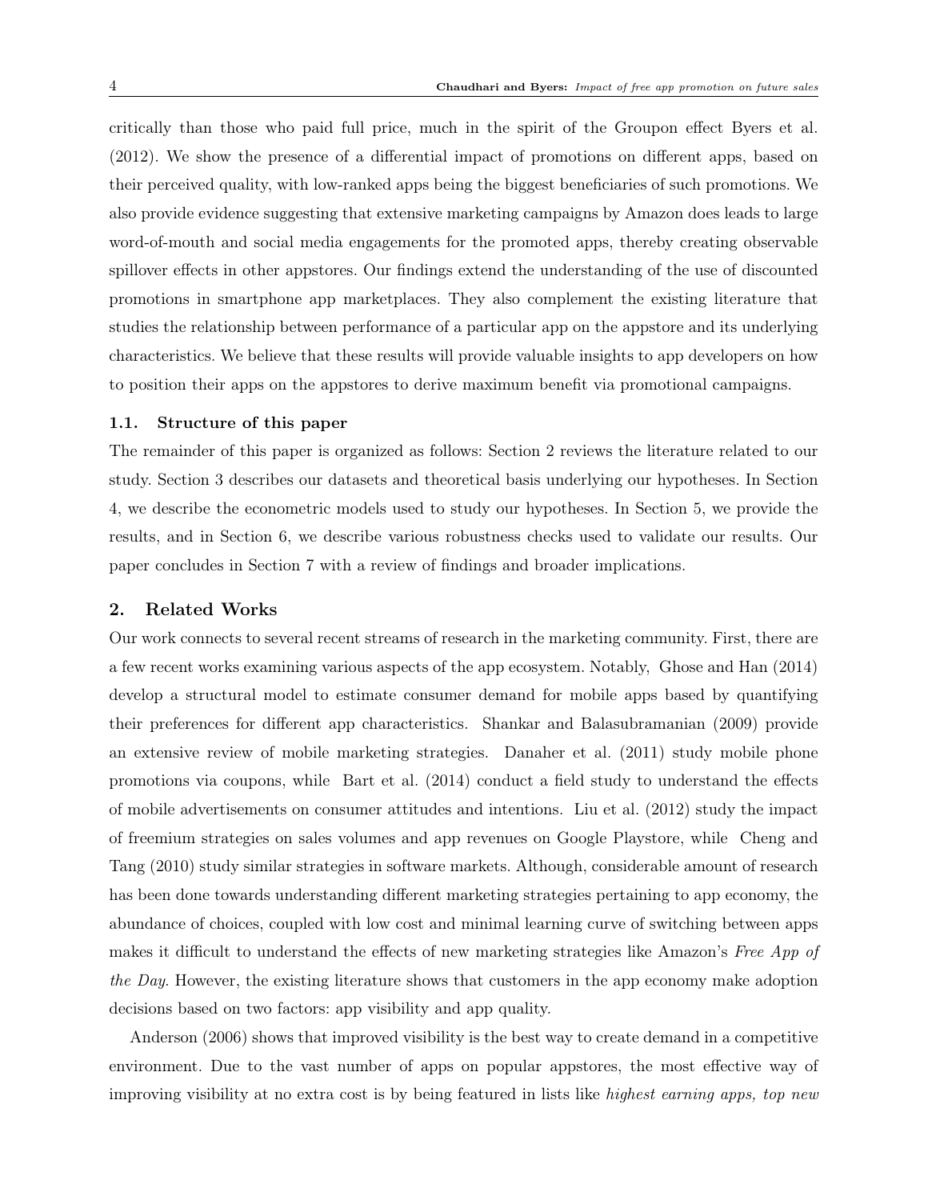critically than those who paid full price, much in the spirit of the Groupon effect Byers et al. (2012). We show the presence of a differential impact of promotions on different apps, based on their perceived quality, with low-ranked apps being the biggest beneficiaries of such promotions. We also provide evidence suggesting that extensive marketing campaigns by Amazon does leads to large word-of-mouth and social media engagements for the promoted apps, thereby creating observable spillover effects in other appstores. Our findings extend the understanding of the use of discounted promotions in smartphone app marketplaces. They also complement the existing literature that studies the relationship between performance of a particular app on the appstore and its underlying characteristics. We believe that these results will provide valuable insights to app developers on how to position their apps on the appstores to derive maximum benefit via promotional campaigns.

### 1.1. Structure of this paper

The remainder of this paper is organized as follows: Section 2 reviews the literature related to our study. Section 3 describes our datasets and theoretical basis underlying our hypotheses. In Section 4, we describe the econometric models used to study our hypotheses. In Section 5, we provide the results, and in Section 6, we describe various robustness checks used to validate our results. Our paper concludes in Section 7 with a review of findings and broader implications.

## 2. Related Works

Our work connects to several recent streams of research in the marketing community. First, there are a few recent works examining various aspects of the app ecosystem. Notably, Ghose and Han (2014) develop a structural model to estimate consumer demand for mobile apps based by quantifying their preferences for different app characteristics. Shankar and Balasubramanian (2009) provide an extensive review of mobile marketing strategies. Danaher et al. (2011) study mobile phone promotions via coupons, while Bart et al. (2014) conduct a field study to understand the effects of mobile advertisements on consumer attitudes and intentions. Liu et al. (2012) study the impact of freemium strategies on sales volumes and app revenues on Google Playstore, while Cheng and Tang (2010) study similar strategies in software markets. Although, considerable amount of research has been done towards understanding different marketing strategies pertaining to app economy, the abundance of choices, coupled with low cost and minimal learning curve of switching between apps makes it difficult to understand the effects of new marketing strategies like Amazon's *Free App of the Day*. However, the existing literature shows that customers in the app economy make adoption decisions based on two factors: app visibility and app quality.

Anderson (2006) shows that improved visibility is the best way to create demand in a competitive environment. Due to the vast number of apps on popular appstores, the most effective way of improving visibility at no extra cost is by being featured in lists like *highest earning apps, top new*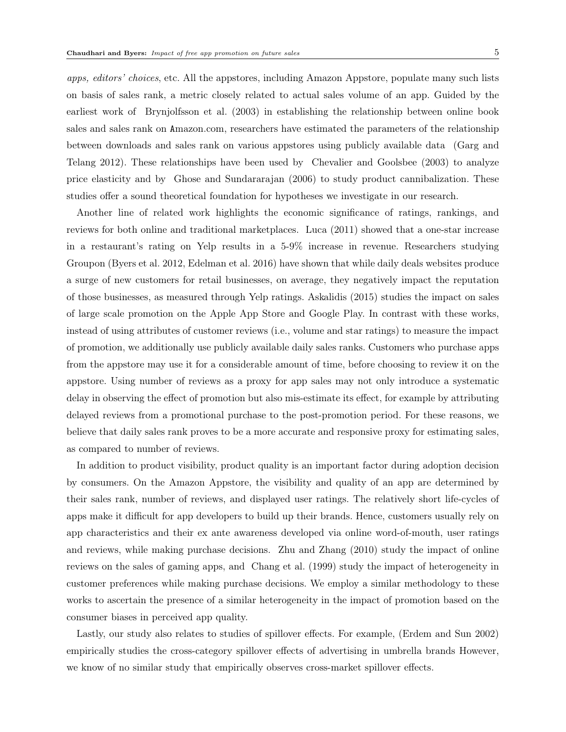*apps, editors' choices*, etc. All the appstores, including Amazon Appstore, populate many such lists on basis of sales rank, a metric closely related to actual sales volume of an app. Guided by the earliest work of Brynjolfsson et al. (2003) in establishing the relationship between online book sales and sales rank on Amazon.com, researchers have estimated the parameters of the relationship between downloads and sales rank on various appstores using publicly available data (Garg and Telang 2012). These relationships have been used by Chevalier and Goolsbee (2003) to analyze price elasticity and by Ghose and Sundararajan (2006) to study product cannibalization. These studies offer a sound theoretical foundation for hypotheses we investigate in our research.

Another line of related work highlights the economic significance of ratings, rankings, and reviews for both online and traditional marketplaces. Luca (2011) showed that a one-star increase in a restaurant's rating on Yelp results in a 5-9% increase in revenue. Researchers studying Groupon (Byers et al. 2012, Edelman et al. 2016) have shown that while daily deals websites produce a surge of new customers for retail businesses, on average, they negatively impact the reputation of those businesses, as measured through Yelp ratings. Askalidis (2015) studies the impact on sales of large scale promotion on the Apple App Store and Google Play. In contrast with these works, instead of using attributes of customer reviews (i.e., volume and star ratings) to measure the impact of promotion, we additionally use publicly available daily sales ranks. Customers who purchase apps from the appstore may use it for a considerable amount of time, before choosing to review it on the appstore. Using number of reviews as a proxy for app sales may not only introduce a systematic delay in observing the effect of promotion but also mis-estimate its effect, for example by attributing delayed reviews from a promotional purchase to the post-promotion period. For these reasons, we believe that daily sales rank proves to be a more accurate and responsive proxy for estimating sales, as compared to number of reviews.

In addition to product visibility, product quality is an important factor during adoption decision by consumers. On the Amazon Appstore, the visibility and quality of an app are determined by their sales rank, number of reviews, and displayed user ratings. The relatively short life-cycles of apps make it difficult for app developers to build up their brands. Hence, customers usually rely on app characteristics and their ex ante awareness developed via online word-of-mouth, user ratings and reviews, while making purchase decisions. Zhu and Zhang (2010) study the impact of online reviews on the sales of gaming apps, and Chang et al. (1999) study the impact of heterogeneity in customer preferences while making purchase decisions. We employ a similar methodology to these works to ascertain the presence of a similar heterogeneity in the impact of promotion based on the consumer biases in perceived app quality.

Lastly, our study also relates to studies of spillover effects. For example, (Erdem and Sun 2002) empirically studies the cross-category spillover effects of advertising in umbrella brands However, we know of no similar study that empirically observes cross-market spillover effects.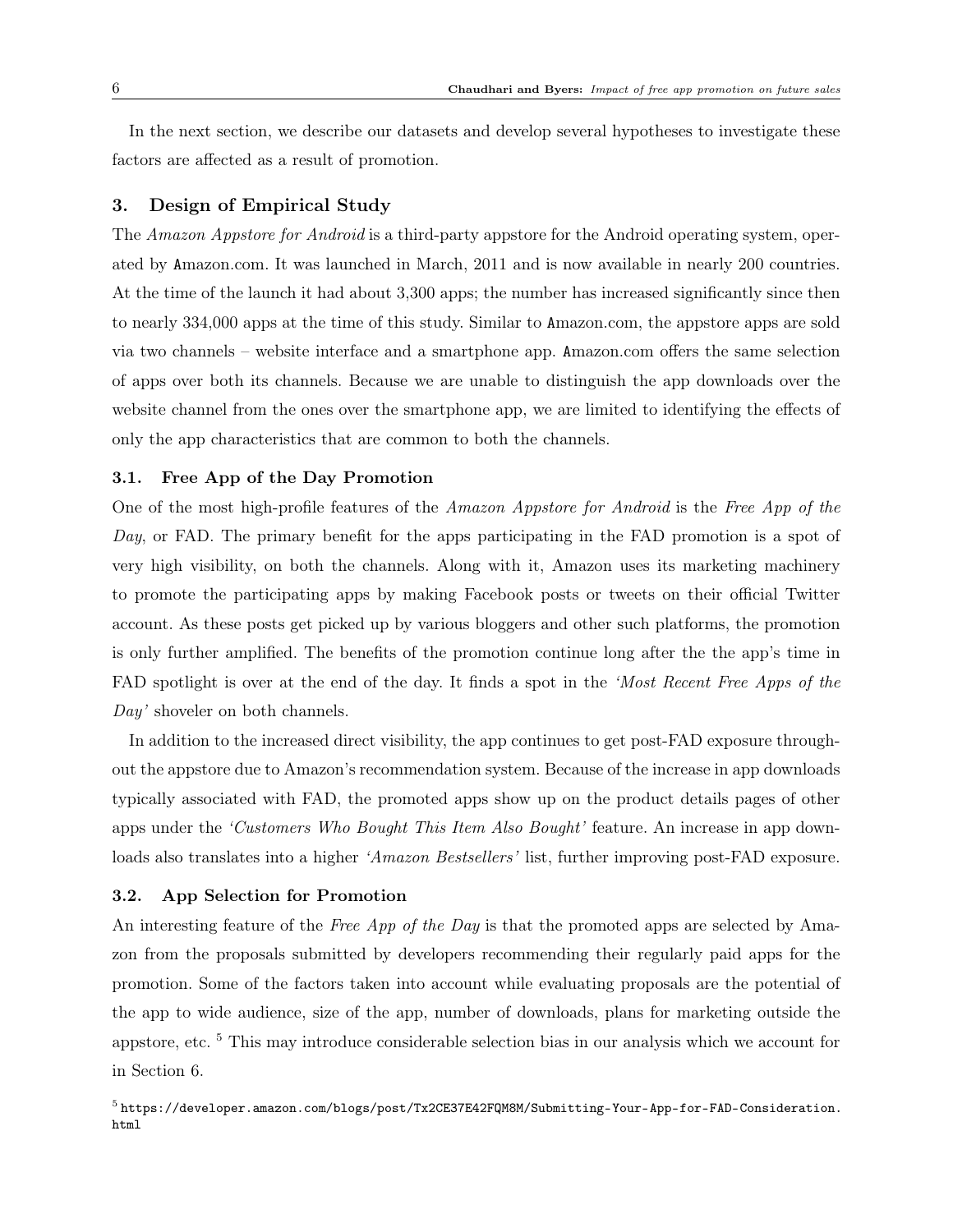In the next section, we describe our datasets and develop several hypotheses to investigate these factors are affected as a result of promotion.

## 3. Design of Empirical Study

The *Amazon Appstore for Android* is a third-party appstore for the Android operating system, operated by Amazon.com. It was launched in March, 2011 and is now available in nearly 200 countries. At the time of the launch it had about 3,300 apps; the number has increased significantly since then to nearly 334,000 apps at the time of this study. Similar to Amazon.com, the appstore apps are sold via two channels – website interface and a smartphone app. Amazon.com offers the same selection of apps over both its channels. Because we are unable to distinguish the app downloads over the website channel from the ones over the smartphone app, we are limited to identifying the effects of only the app characteristics that are common to both the channels.

### 3.1. Free App of the Day Promotion

One of the most high-profile features of the *Amazon Appstore for Android* is the *Free App of the Day*, or FAD. The primary benefit for the apps participating in the FAD promotion is a spot of very high visibility, on both the channels. Along with it, Amazon uses its marketing machinery to promote the participating apps by making Facebook posts or tweets on their official Twitter account. As these posts get picked up by various bloggers and other such platforms, the promotion is only further amplified. The benefits of the promotion continue long after the the app's time in FAD spotlight is over at the end of the day. It finds a spot in the *'Most Recent Free Apps of the Day'* shoveler on both channels.

In addition to the increased direct visibility, the app continues to get post-FAD exposure throughout the appstore due to Amazon's recommendation system. Because of the increase in app downloads typically associated with FAD, the promoted apps show up on the product details pages of other apps under the *'Customers Who Bought This Item Also Bought'* feature. An increase in app downloads also translates into a higher *'Amazon Bestsellers'* list, further improving post-FAD exposure.

### 3.2. App Selection for Promotion

An interesting feature of the *Free App of the Day* is that the promoted apps are selected by Amazon from the proposals submitted by developers recommending their regularly paid apps for the promotion. Some of the factors taken into account while evaluating proposals are the potential of the app to wide audience, size of the app, number of downloads, plans for marketing outside the appstore, etc. [5] This may introduce considerable selection bias in our analysis which we account for in Section 6.

[5] https://developer.amazon.com/blogs/post/Tx2CE37E42FQM8M/Submitting-Your-App-for-FAD-Consideration.html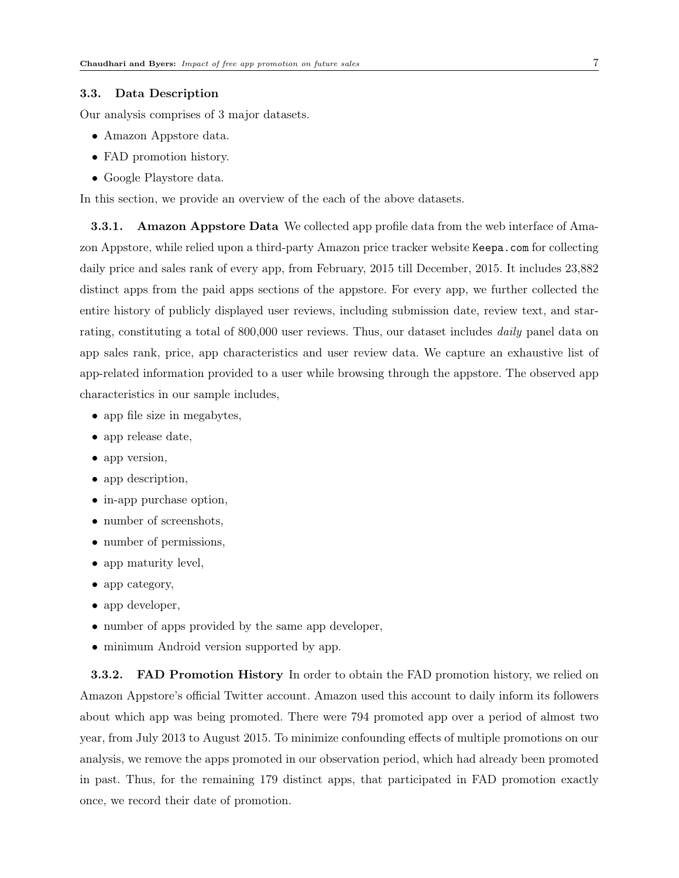### 3.3. Data Description

Our analysis comprises of 3 major datasets.

- Amazon Appstore data.
- FAD promotion history.
- Google Playstore data.

In this section, we provide an overview of the each of the above datasets.

#### 3.3.1. Amazon Appstore Data

We collected app profile data from the web interface of Amazon Appstore, while relied upon a third-party Amazon price tracker website `Keepa.com` for collecting daily price and sales rank of every app, from February, 2015 till December, 2015. It includes 23,882 distinct apps from the paid apps sections of the appstore. For every app, we further collected the entire history of publicly displayed user reviews, including submission date, review text, and star-rating, constituting a total of 800,000 user reviews. Thus, our dataset includes *daily* panel data on app sales rank, price, app characteristics and user review data. We capture an exhaustive list of app-related information provided to a user while browsing through the appstore. The observed app characteristics in our sample includes,

- app file size in megabytes,
- app release date,
- app version,
- app description,
- in-app purchase option,
- number of screenshots,
- number of permissions,
- app maturity level,
- app category,
- app developer,
- number of apps provided by the same app developer,
- minimum Android version supported by app.

#### 3.3.2. FAD Promotion History

In order to obtain the FAD promotion history, we relied on Amazon Appstore's official Twitter account. Amazon used this account to daily inform its followers about which app was being promoted. There were 794 promoted app over a period of almost two year, from July 2013 to August 2015. To minimize confounding effects of multiple promotions on our analysis, we remove the apps promoted in our observation period, which had already been promoted in past. Thus, for the remaining 179 distinct apps, that participated in FAD promotion exactly once, we record their date of promotion.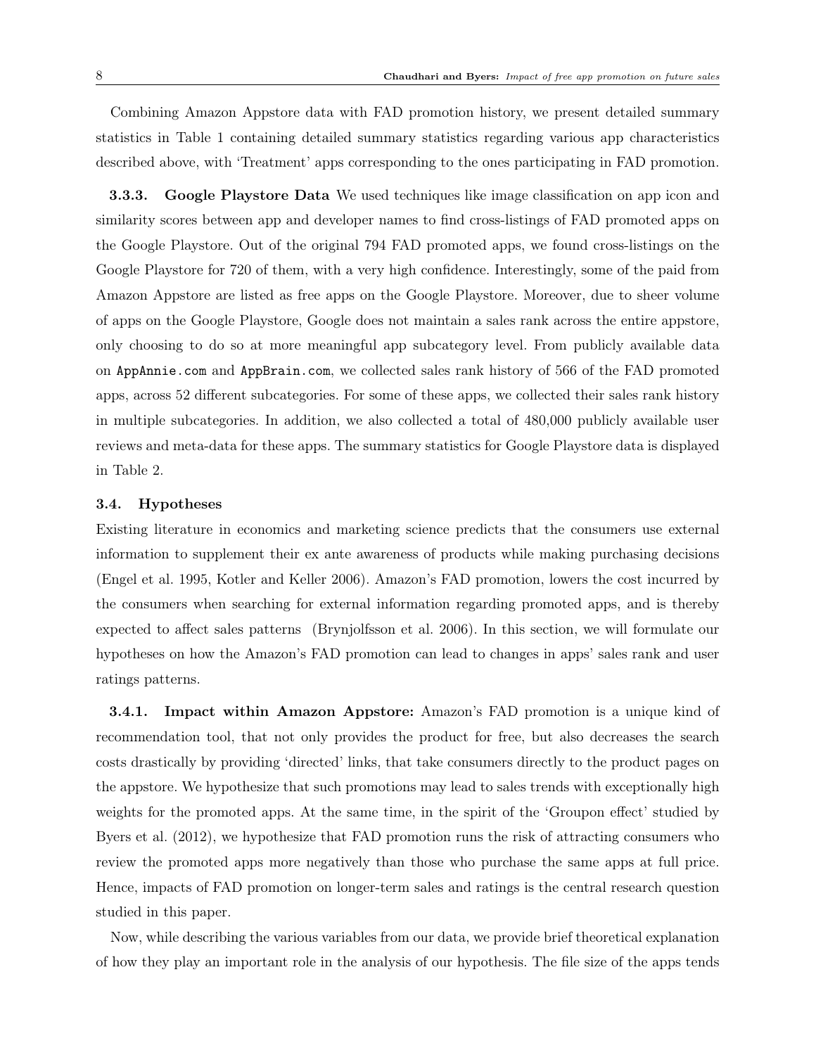Combining Amazon Appstore data with FAD promotion history, we present detailed summary statistics in Table 1 containing detailed summary statistics regarding various app characteristics described above, with 'Treatment' apps corresponding to the ones participating in FAD promotion.

**3.3.3. Google Playstore Data** We used techniques like image classification on app icon and similarity scores between app and developer names to find cross-listings of FAD promoted apps on the Google Playstore. Out of the original 794 FAD promoted apps, we found cross-listings on the Google Playstore for 720 of them, with a very high confidence. Interestingly, some of the paid from Amazon Appstore are listed as free apps on the Google Playstore. Moreover, due to sheer volume of apps on the Google Playstore, Google does not maintain a sales rank across the entire appstore, only choosing to do so at more meaningful app subcategory level. From publicly available data on `AppAnnie.com` and `AppBrain.com`, we collected sales rank history of 566 of the FAD promoted apps, across 52 different subcategories. For some of these apps, we collected their sales rank history in multiple subcategories. In addition, we also collected a total of 480,000 publicly available user reviews and meta-data for these apps. The summary statistics for Google Playstore data is displayed in Table 2.

### 3.4. Hypotheses

Existing literature in economics and marketing science predicts that the consumers use external information to supplement their ex ante awareness of products while making purchasing decisions (Engel et al. 1995, Kotler and Keller 2006). Amazon's FAD promotion, lowers the cost incurred by the consumers when searching for external information regarding promoted apps, and is thereby expected to affect sales patterns (Brynjolfsson et al. 2006). In this section, we will formulate our hypotheses on how the Amazon's FAD promotion can lead to changes in apps' sales rank and user ratings patterns.

**3.4.1. Impact within Amazon Appstore:** Amazon's FAD promotion is a unique kind of recommendation tool, that not only provides the product for free, but also decreases the search costs drastically by providing 'directed' links, that take consumers directly to the product pages on the appstore. We hypothesize that such promotions may lead to sales trends with exceptionally high weights for the promoted apps. At the same time, in the spirit of the 'Groupon effect' studied by Byers et al. (2012), we hypothesize that FAD promotion runs the risk of attracting consumers who review the promoted apps more negatively than those who purchase the same apps at full price. Hence, impacts of FAD promotion on longer-term sales and ratings is the central research question studied in this paper.

Now, while describing the various variables from our data, we provide brief theoretical explanation of how they play an important role in the analysis of our hypothesis. The file size of the apps tends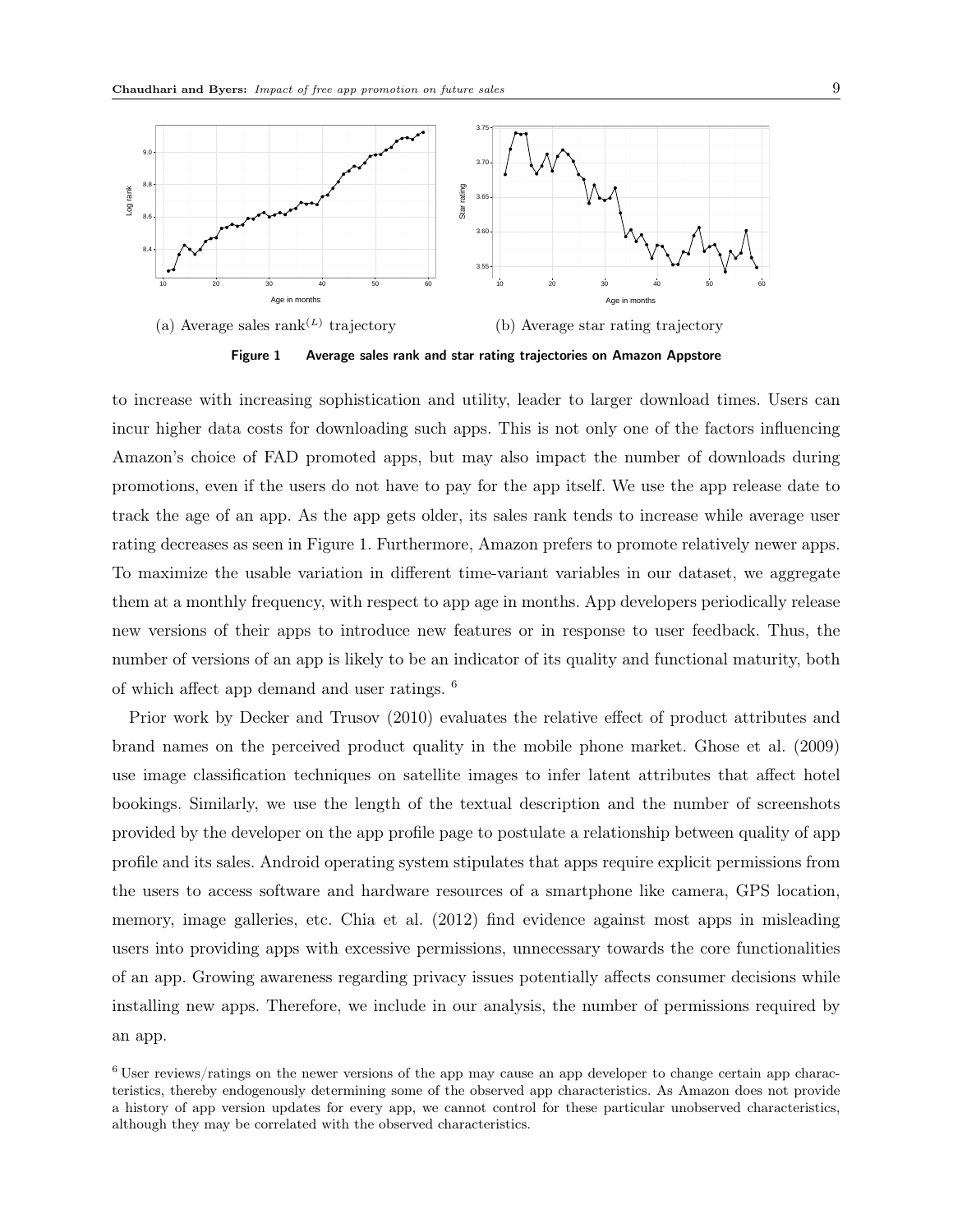(a) Average sales rank$^{(L)}$ trajectory

(b) Average star rating trajectory

**Figure 1 Average sales rank and star rating trajectories on Amazon Appstore**

to increase with increasing sophistication and utility, leader to larger download times. Users can incur higher data costs for downloading such apps. This is not only one of the factors influencing Amazon's choice of FAD promoted apps, but may also impact the number of downloads during promotions, even if the users do not have to pay for the app itself. We use the app release date to track the age of an app. As the app gets older, its sales rank tends to increase while average user rating decreases as seen in Figure 1. Furthermore, Amazon prefers to promote relatively newer apps. To maximize the usable variation in different time-variant variables in our dataset, we aggregate them at a monthly frequency, with respect to app age in months. App developers periodically release new versions of their apps to introduce new features or in response to user feedback. Thus, the number of versions of an app is likely to be an indicator of its quality and functional maturity, both of which affect app demand and user ratings. [6]

Prior work by Decker and Trusov (2010) evaluates the relative effect of product attributes and brand names on the perceived product quality in the mobile phone market. Ghose et al. (2009) use image classification techniques on satellite images to infer latent attributes that affect hotel bookings. Similarly, we use the length of the textual description and the number of screenshots provided by the developer on the app profile page to postulate a relationship between quality of app profile and its sales. Android operating system stipulates that apps require explicit permissions from the users to access software and hardware resources of a smartphone like camera, GPS location, memory, image galleries, etc. Chia et al. (2012) find evidence against most apps in misleading users into providing apps with excessive permissions, unnecessary towards the core functionalities of an app. Growing awareness regarding privacy issues potentially affects consumer decisions while installing new apps. Therefore, we include in our analysis, the number of permissions required by an app.

[6] User reviews/ratings on the newer versions of the app may cause an app developer to change certain app characteristics, thereby endogenously determining some of the observed app characteristics. As Amazon does not provide a history of app version updates for every app, we cannot control for these particular unobserved characteristics, although they may be correlated with the observed characteristics.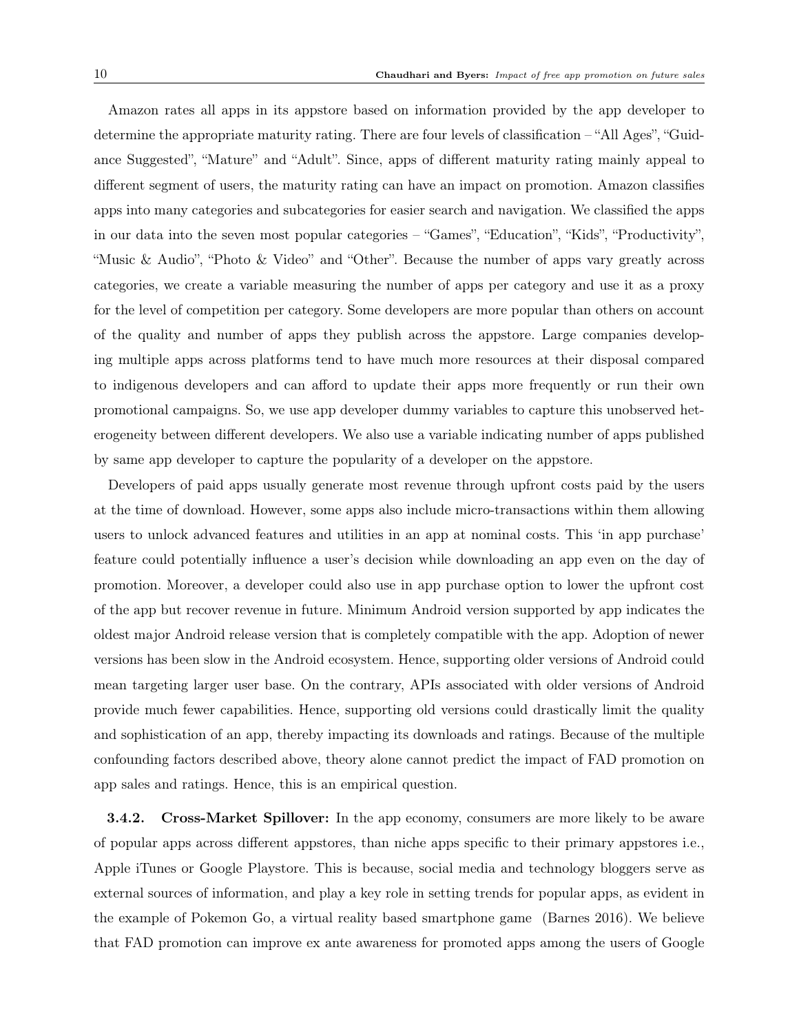Amazon rates all apps in its appstore based on information provided by the app developer to determine the appropriate maturity rating. There are four levels of classification – "All Ages", "Guidance Suggested", "Mature" and "Adult". Since, apps of different maturity rating mainly appeal to different segment of users, the maturity rating can have an impact on promotion. Amazon classifies apps into many categories and subcategories for easier search and navigation. We classified the apps in our data into the seven most popular categories – "Games", "Education", "Kids", "Productivity", "Music & Audio", "Photo & Video" and "Other". Because the number of apps vary greatly across categories, we create a variable measuring the number of apps per category and use it as a proxy for the level of competition per category. Some developers are more popular than others on account of the quality and number of apps they publish across the appstore. Large companies developing multiple apps across platforms tend to have much more resources at their disposal compared to indigenous developers and can afford to update their apps more frequently or run their own promotional campaigns. So, we use app developer dummy variables to capture this unobserved heterogeneity between different developers. We also use a variable indicating number of apps published by same app developer to capture the popularity of a developer on the appstore.

Developers of paid apps usually generate most revenue through upfront costs paid by the users at the time of download. However, some apps also include micro-transactions within them allowing users to unlock advanced features and utilities in an app at nominal costs. This 'in app purchase' feature could potentially influence a user's decision while downloading an app even on the day of promotion. Moreover, a developer could also use in app purchase option to lower the upfront cost of the app but recover revenue in future. Minimum Android version supported by app indicates the oldest major Android release version that is completely compatible with the app. Adoption of newer versions has been slow in the Android ecosystem. Hence, supporting older versions of Android could mean targeting larger user base. On the contrary, APIs associated with older versions of Android provide much fewer capabilities. Hence, supporting old versions could drastically limit the quality and sophistication of an app, thereby impacting its downloads and ratings. Because of the multiple confounding factors described above, theory alone cannot predict the impact of FAD promotion on app sales and ratings. Hence, this is an empirical question.

**3.4.2. Cross-Market Spillover:** In the app economy, consumers are more likely to be aware of popular apps across different appstores, than niche apps specific to their primary appstores i.e., Apple iTunes or Google Playstore. This is because, social media and technology bloggers serve as external sources of information, and play a key role in setting trends for popular apps, as evident in the example of Pokemon Go, a virtual reality based smartphone game (Barnes 2016). We believe that FAD promotion can improve ex ante awareness for promoted apps among the users of Google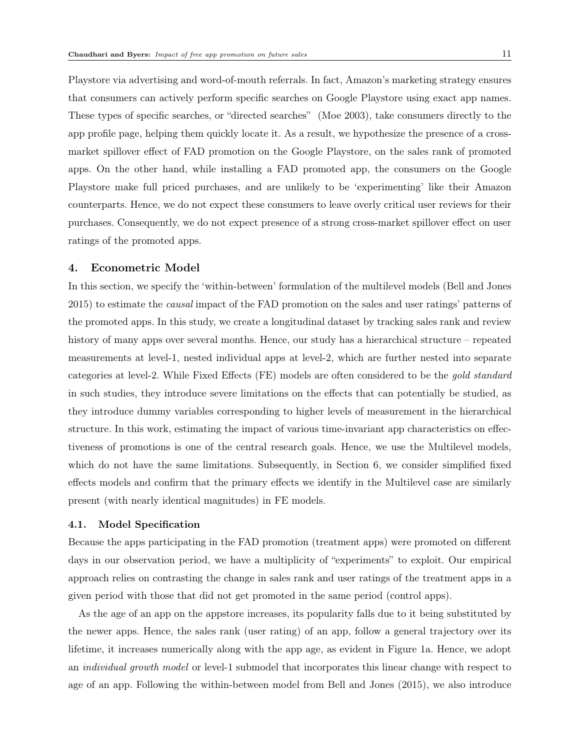Playstore via advertising and word-of-mouth referrals. In fact, Amazon's marketing strategy ensures that consumers can actively perform specific searches on Google Playstore using exact app names. These types of specific searches, or "directed searches" (Moe 2003), take consumers directly to the app profile page, helping them quickly locate it. As a result, we hypothesize the presence of a cross-market spillover effect of FAD promotion on the Google Playstore, on the sales rank of promoted apps. On the other hand, while installing a FAD promoted app, the consumers on the Google Playstore make full priced purchases, and are unlikely to be 'experimenting' like their Amazon counterparts. Hence, we do not expect these consumers to leave overly critical user reviews for their purchases. Consequently, we do not expect presence of a strong cross-market spillover effect on user ratings of the promoted apps.

## 4. Econometric Model

In this section, we specify the 'within-between' formulation of the multilevel models (Bell and Jones 2015) to estimate the *causal* impact of the FAD promotion on the sales and user ratings' patterns of the promoted apps. In this study, we create a longitudinal dataset by tracking sales rank and review history of many apps over several months. Hence, our study has a hierarchical structure – repeated measurements at level-1, nested individual apps at level-2, which are further nested into separate categories at level-2. While Fixed Effects (FE) models are often considered to be the *gold standard* in such studies, they introduce severe limitations on the effects that can potentially be studied, as they introduce dummy variables corresponding to higher levels of measurement in the hierarchical structure. In this work, estimating the impact of various time-invariant app characteristics on effectiveness of promotions is one of the central research goals. Hence, we use the Multilevel models, which do not have the same limitations. Subsequently, in Section 6, we consider simplified fixed effects models and confirm that the primary effects we identify in the Multilevel case are similarly present (with nearly identical magnitudes) in FE models.

### 4.1. Model Specification

Because the apps participating in the FAD promotion (treatment apps) were promoted on different days in our observation period, we have a multiplicity of "experiments" to exploit. Our empirical approach relies on contrasting the change in sales rank and user ratings of the treatment apps in a given period with those that did not get promoted in the same period (control apps).

As the age of an app on the appstore increases, its popularity falls due to it being substituted by the newer apps. Hence, the sales rank (user rating) of an app, follow a general trajectory over its lifetime, it increases numerically along with the app age, as evident in Figure 1a. Hence, we adopt an *individual growth model* or level-1 submodel that incorporates this linear change with respect to age of an app. Following the within-between model from Bell and Jones (2015), we also introduce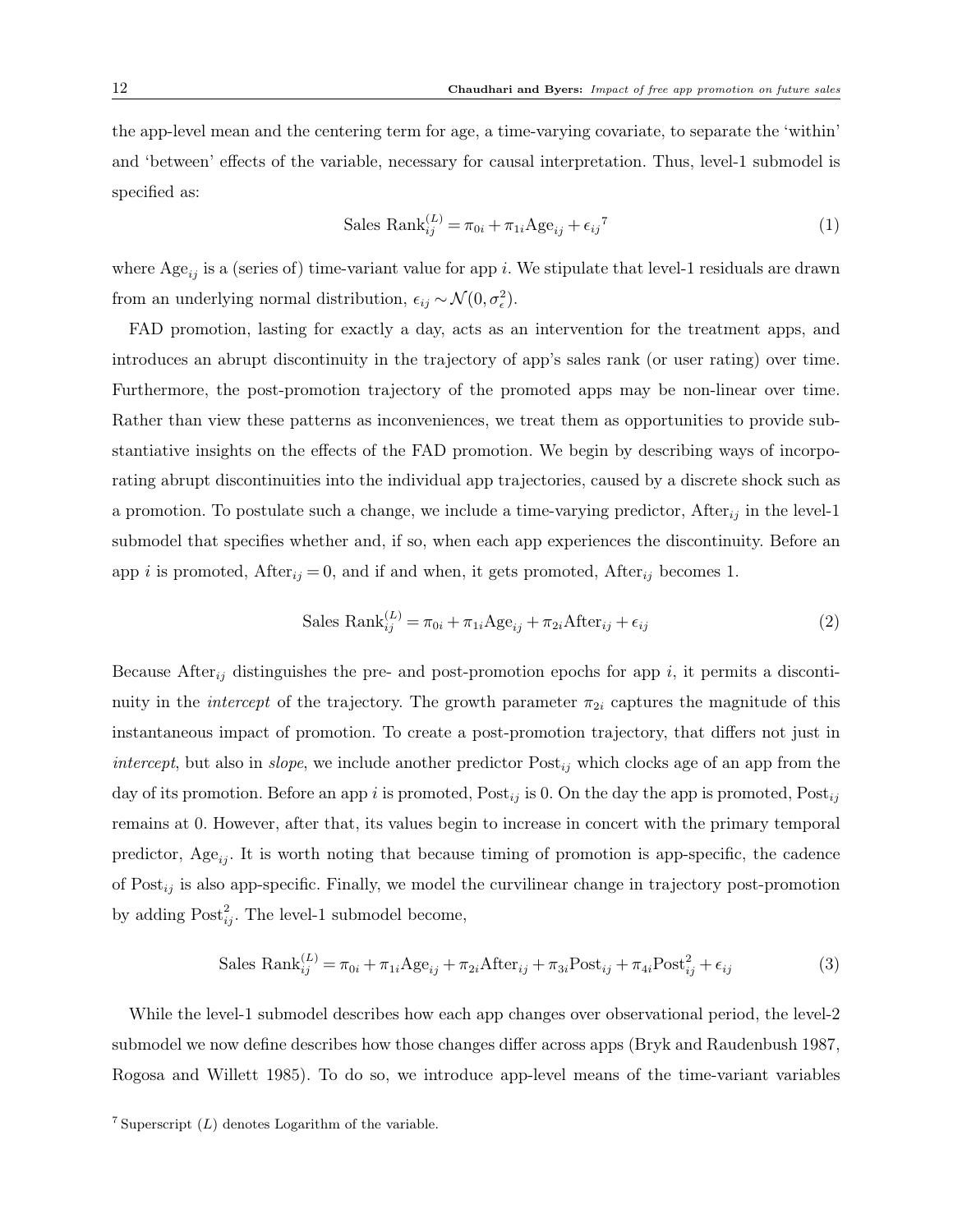the app-level mean and the centering term for age, a time-varying covariate, to separate the 'within' and 'between' effects of the variable, necessary for causal interpretation. Thus, level-1 submodel is specified as:

$$\text{Sales Rank}_{ij}^{(L)} = \pi_{0i} + \pi_{1i}\text{Age}_{ij} + \epsilon_{ij}\text{[7]} \tag{1}$$

where $\text{Age}_{ij}$ is a (series of) time-variant value for app $i$. We stipulate that level-1 residuals are drawn from an underlying normal distribution, $\epsilon_{ij} \sim \mathcal{N}(0, \sigma_\epsilon^2)$.

FAD promotion, lasting for exactly a day, acts as an intervention for the treatment apps, and introduces an abrupt discontinuity in the trajectory of app's sales rank (or user rating) over time. Furthermore, the post-promotion trajectory of the promoted apps may be non-linear over time. Rather than view these patterns as inconveniences, we treat them as opportunities to provide substantiative insights on the effects of the FAD promotion. We begin by describing ways of incorporating abrupt discontinuities into the individual app trajectories, caused by a discrete shock such as a promotion. To postulate such a change, we include a time-varying predictor, $\text{After}_{ij}$ in the level-1 submodel that specifies whether and, if so, when each app experiences the discontinuity. Before an app $i$ is promoted, $\text{After}_{ij} = 0$, and if and when, it gets promoted, $\text{After}_{ij}$ becomes 1.

$$\text{Sales Rank}_{ij}^{(L)} = \pi_{0i} + \pi_{1i}\text{Age}_{ij} + \pi_{2i}\text{After}_{ij} + \epsilon_{ij} \tag{2}$$

Because $\text{After}_{ij}$ distinguishes the pre- and post-promotion epochs for app $i$, it permits a discontinuity in the *intercept* of the trajectory. The growth parameter $\pi_{2i}$ captures the magnitude of this instantaneous impact of promotion. To create a post-promotion trajectory, that differs not just in *intercept*, but also in *slope*, we include another predictor $\text{Post}_{ij}$ which clocks age of an app from the day of its promotion. Before an app $i$ is promoted, $\text{Post}_{ij}$ is 0. On the day the app is promoted, $\text{Post}_{ij}$ remains at 0. However, after that, its values begin to increase in concert with the primary temporal predictor, $\text{Age}_{ij}$. It is worth noting that because timing of promotion is app-specific, the cadence of $\text{Post}_{ij}$ is also app-specific. Finally, we model the curvilinear change in trajectory post-promotion by adding $\text{Post}_{ij}^2$. The level-1 submodel become,

$$\text{Sales Rank}_{ij}^{(L)} = \pi_{0i} + \pi_{1i}\text{Age}_{ij} + \pi_{2i}\text{After}_{ij} + \pi_{3i}\text{Post}_{ij} + \pi_{4i}\text{Post}_{ij}^2 + \epsilon_{ij} \tag{3}$$

While the level-1 submodel describes how each app changes over observational period, the level-2 submodel we now define describes how those changes differ across apps (Bryk and Raudenbush 1987, Rogosa and Willett 1985). To do so, we introduce app-level means of the time-variant variables

[7] Superscript $(L)$ denotes Logarithm of the variable.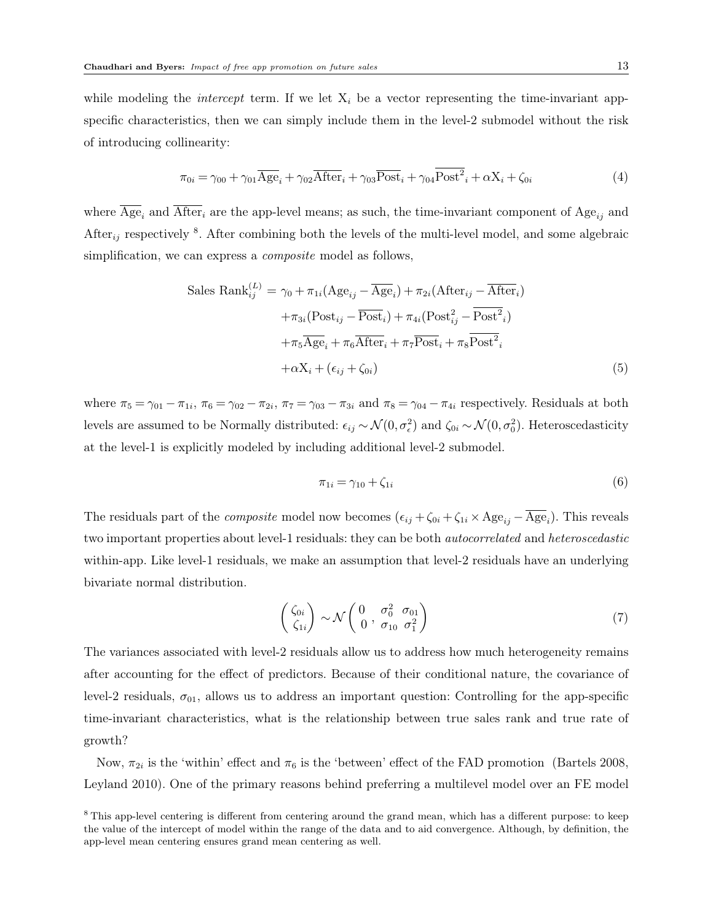while modeling the *intercept* term. If we let $\text{X}_i$ be a vector representing the time-invariant app-specific characteristics, then we can simply include them in the level-2 submodel without the risk of introducing collinearity:

$$\pi_{0i} = \gamma_{00} + \gamma_{01}\overline{\text{Age}}_i + \gamma_{02}\overline{\text{After}}_i + \gamma_{03}\overline{\text{Post}}_i + \gamma_{04}\overline{\text{Post}^2}_i + \alpha \text{X}_i + \zeta_{0i} \tag{4}$$

where $\overline{\text{Age}}_i$ and $\overline{\text{After}}_i$ are the app-level means; as such, the time-invariant component of $\text{Age}_{ij}$ and $\text{After}_{ij}$ respectively [8]. After combining both the levels of the multi-level model, and some algebraic simplification, we can express a *composite* model as follows,

$$\begin{aligned}
\text{Sales Rank}_{ij}^{(L)} = \; & \gamma_0 + \pi_{1i}(\text{Age}_{ij} - \overline{\text{Age}}_i) + \pi_{2i}(\text{After}_{ij} - \overline{\text{After}}_i) \\
& + \pi_{3i}(\text{Post}_{ij} - \overline{\text{Post}}_i) + \pi_{4i}(\text{Post}_{ij}^2 - \overline{\text{Post}^2}_i) \\
& + \pi_5\overline{\text{Age}}_i + \pi_6\overline{\text{After}}_i + \pi_7\overline{\text{Post}}_i + \pi_8\overline{\text{Post}^2}_i \\
& + \alpha \text{X}_i + (\epsilon_{ij} + \zeta_{0i})
\end{aligned} \tag{5}$$

where $\pi_5 = \gamma_{01} - \pi_{1i}$, $\pi_6 = \gamma_{02} - \pi_{2i}$, $\pi_7 = \gamma_{03} - \pi_{3i}$ and $\pi_8 = \gamma_{04} - \pi_{4i}$ respectively. Residuals at both levels are assumed to be Normally distributed: $\epsilon_{ij} \sim \mathcal{N}(0, \sigma_\epsilon^2)$ and $\zeta_{0i} \sim \mathcal{N}(0, \sigma_0^2)$. Heteroscedasticity at the level-1 is explicitly modeled by including additional level-2 submodel.

$$\pi_{1i} = \gamma_{10} + \zeta_{1i} \tag{6}$$

The residuals part of the *composite* model now becomes $(\epsilon_{ij} + \zeta_{0i} + \zeta_{1i} \times \text{Age}_{ij} - \overline{\text{Age}}_i)$. This reveals two important properties about level-1 residuals: they can be both *autocorrelated* and *heteroscedastic* within-app. Like level-1 residuals, we make an assumption that level-2 residuals have an underlying bivariate normal distribution.

$$\begin{pmatrix} \zeta_{0i} \\ \zeta_{1i} \end{pmatrix} \sim \mathcal{N}\begin{pmatrix} 0 & \sigma_0^2 & \sigma_{01} \\ 0 & \sigma_{10} & \sigma_1^2 \end{pmatrix} \tag{7}$$

The variances associated with level-2 residuals allow us to address how much heterogeneity remains after accounting for the effect of predictors. Because of their conditional nature, the covariance of level-2 residuals, $\sigma_{01}$, allows us to address an important question: Controlling for the app-specific time-invariant characteristics, what is the relationship between true sales rank and true rate of growth?

Now, $\pi_{2i}$ is the 'within' effect and $\pi_6$ is the 'between' effect of the FAD promotion (Bartels 2008, Leyland 2010). One of the primary reasons behind preferring a multilevel model over an FE model

[8] This app-level centering is different from centering around the grand mean, which has a different purpose: to keep the value of the intercept of model within the range of the data and to aid convergence. Although, by definition, the app-level mean centering ensures grand mean centering as well.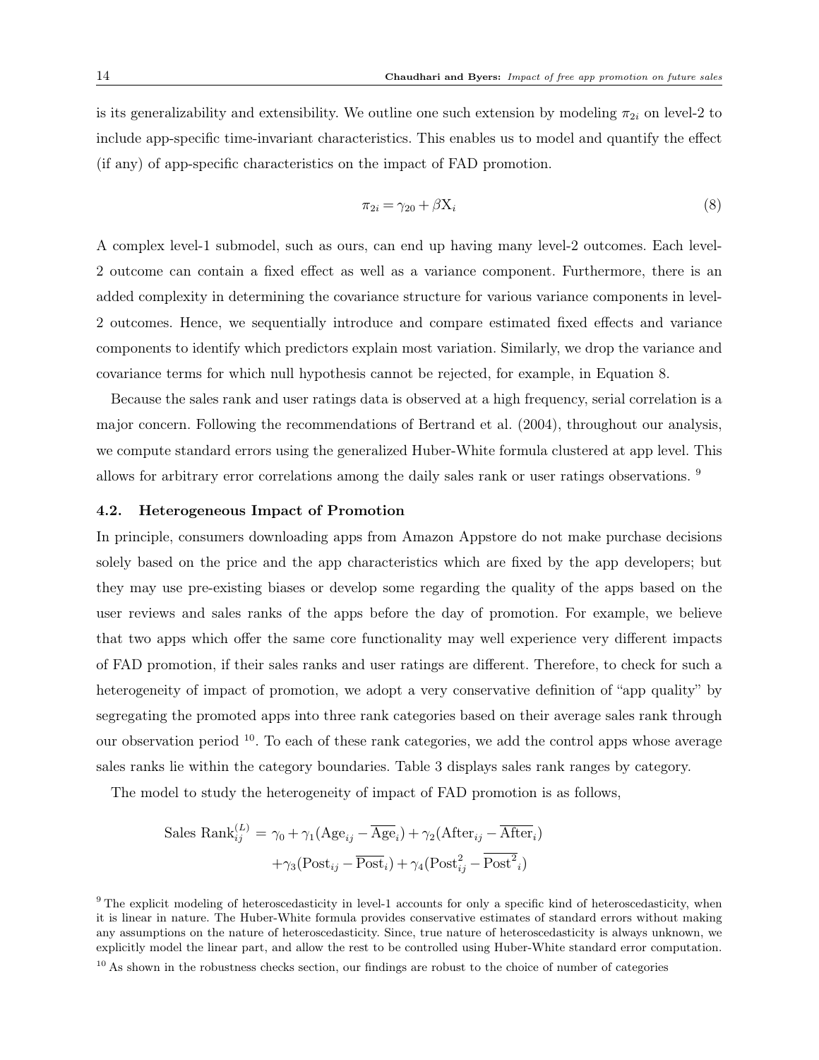is its generalizability and extensibility. We outline one such extension by modeling $\pi_{2i}$ on level-2 to include app-specific time-invariant characteristics. This enables us to model and quantify the effect (if any) of app-specific characteristics on the impact of FAD promotion.

$$\pi_{2i} = \gamma_{20} + \beta \mathrm{X}_i \tag{8}$$

A complex level-1 submodel, such as ours, can end up having many level-2 outcomes. Each level-2 outcome can contain a fixed effect as well as a variance component. Furthermore, there is an added complexity in determining the covariance structure for various variance components in level-2 outcomes. Hence, we sequentially introduce and compare estimated fixed effects and variance components to identify which predictors explain most variation. Similarly, we drop the variance and covariance terms for which null hypothesis cannot be rejected, for example, in Equation 8.

Because the sales rank and user ratings data is observed at a high frequency, serial correlation is a major concern. Following the recommendations of Bertrand et al. (2004), throughout our analysis, we compute standard errors using the generalized Huber-White formula clustered at app level. This allows for arbitrary error correlations among the daily sales rank or user ratings observations. [9]

### 4.2. Heterogeneous Impact of Promotion

In principle, consumers downloading apps from Amazon Appstore do not make purchase decisions solely based on the price and the app characteristics which are fixed by the app developers; but they may use pre-existing biases or develop some regarding the quality of the apps based on the user reviews and sales ranks of the apps before the day of promotion. For example, we believe that two apps which offer the same core functionality may well experience very different impacts of FAD promotion, if their sales ranks and user ratings are different. Therefore, to check for such a heterogeneity of impact of promotion, we adopt a very conservative definition of "app quality" by segregating the promoted apps into three rank categories based on their average sales rank through our observation period [10]. To each of these rank categories, we add the control apps whose average sales ranks lie within the category boundaries. Table 3 displays sales rank ranges by category.

The model to study the heterogeneity of impact of FAD promotion is as follows,

$$\begin{aligned}\text{Sales Rank}_{ij}^{(L)} = & \ \gamma_0 + \gamma_1(\text{Age}_{ij} - \overline{\text{Age}}_i) + \gamma_2(\text{After}_{ij} - \overline{\text{After}}_i) \\ & + \gamma_3(\text{Post}_{ij} - \overline{\text{Post}}_i) + \gamma_4(\text{Post}_{ij}^2 - \overline{\text{Post}^2}_i)\end{aligned}$$

[9] The explicit modeling of heteroscedasticity in level-1 accounts for only a specific kind of heteroscedasticity, when it is linear in nature. The Huber-White formula provides conservative estimates of standard errors without making any assumptions on the nature of heteroscedasticity. Since, true nature of heteroscedasticity is always unknown, we explicitly model the linear part, and allow the rest to be controlled using Huber-White standard error computation.

[10] As shown in the robustness checks section, our findings are robust to the choice of number of categories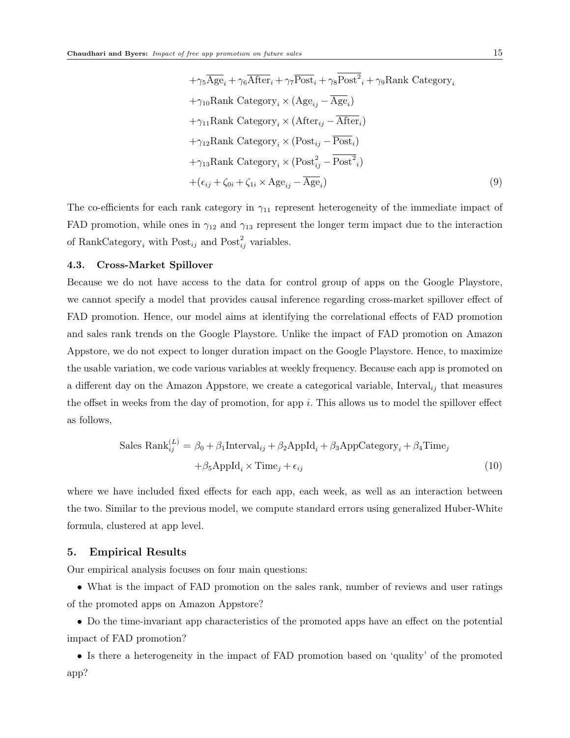$$
\begin{aligned}
&+\gamma_5\overline{\text{Age}}_i + \gamma_6\overline{\text{After}}_i + \gamma_7\overline{\text{Post}}_i + \gamma_8\overline{\text{Post}^2}_i + \gamma_9\text{Rank Category}_i \\
&+\gamma_{10}\text{Rank Category}_i \times (\text{Age}_{ij} - \overline{\text{Age}}_i) \\
&+\gamma_{11}\text{Rank Category}_i \times (\text{After}_{ij} - \overline{\text{After}}_i) \\
&+\gamma_{12}\text{Rank Category}_i \times (\text{Post}_{ij} - \overline{\text{Post}}_i) \\
&+\gamma_{13}\text{Rank Category}_i \times (\text{Post}^2_{ij} - \overline{\text{Post}^2}_i) \\
&+(\epsilon_{ij} + \zeta_{0i} + \zeta_{1i} \times \text{Age}_{ij} - \overline{\text{Age}}_i) \qquad (9)
\end{aligned}
$$

The co-efficients for each rank category in $\gamma_{11}$ represent heterogeneity of the immediate impact of FAD promotion, while ones in $\gamma_{12}$ and $\gamma_{13}$ represent the longer term impact due to the interaction of $\text{RankCategory}_i$ with $\text{Post}_{ij}$ and $\text{Post}^2_{ij}$ variables.

### 4.3. Cross-Market Spillover

Because we do not have access to the data for control group of apps on the Google Playstore, we cannot specify a model that provides causal inference regarding cross-market spillover effect of FAD promotion. Hence, our model aims at identifying the correlational effects of FAD promotion and sales rank trends on the Google Playstore. Unlike the impact of FAD promotion on Amazon Appstore, we do not expect to longer duration impact on the Google Playstore. Hence, to maximize the usable variation, we code various variables at weekly frequency. Because each app is promoted on a different day on the Amazon Appstore, we create a categorical variable, $\text{Interval}_{ij}$ that measures the offset in weeks from the day of promotion, for app $i$. This allows us to model the spillover effect as follows,

$$
\begin{aligned}
\text{Sales Rank}^{(L)}_{ij} = &\ \beta_0 + \beta_1\text{Interval}_{ij} + \beta_2\text{AppId}_i + \beta_3\text{AppCategory}_i + \beta_4\text{Time}_j \\
&+\beta_5\text{AppId}_i \times \text{Time}_j + \epsilon_{ij} \qquad (10)
\end{aligned}
$$

where we have included fixed effects for each app, each week, as well as an interaction between the two. Similar to the previous model, we compute standard errors using generalized Huber-White formula, clustered at app level.

## 5. Empirical Results

Our empirical analysis focuses on four main questions:

- What is the impact of FAD promotion on the sales rank, number of reviews and user ratings of the promoted apps on Amazon Appstore?
- Do the time-invariant app characteristics of the promoted apps have an effect on the potential impact of FAD promotion?
- Is there a heterogeneity in the impact of FAD promotion based on 'quality' of the promoted app?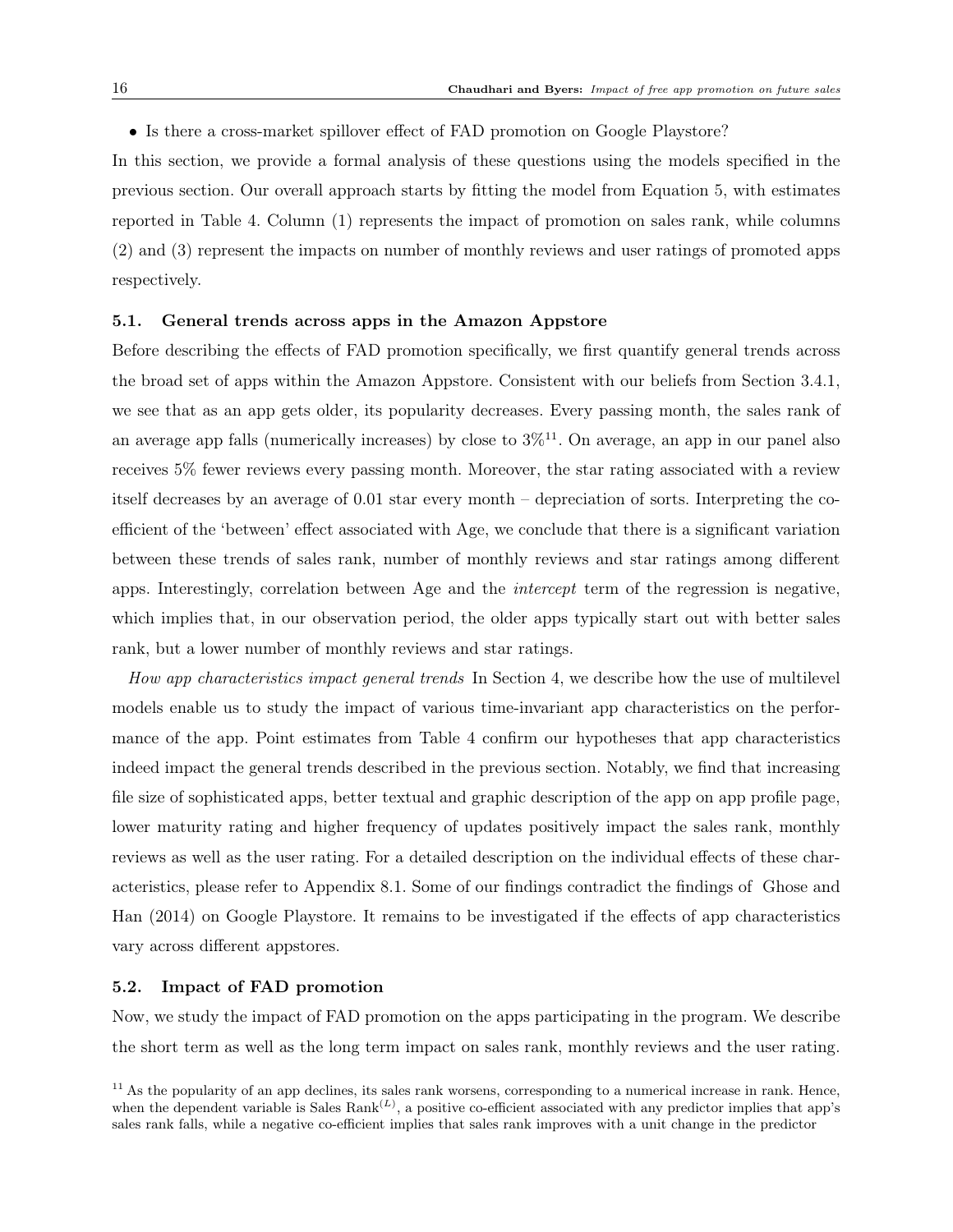- Is there a cross-market spillover effect of FAD promotion on Google Playstore?

In this section, we provide a formal analysis of these questions using the models specified in the previous section. Our overall approach starts by fitting the model from Equation 5, with estimates reported in Table 4. Column (1) represents the impact of promotion on sales rank, while columns (2) and (3) represent the impacts on number of monthly reviews and user ratings of promoted apps respectively.

### 5.1. General trends across apps in the Amazon Appstore

Before describing the effects of FAD promotion specifically, we first quantify general trends across the broad set of apps within the Amazon Appstore. Consistent with our beliefs from Section 3.4.1, we see that as an app gets older, its popularity decreases. Every passing month, the sales rank of an average app falls (numerically increases) by close to 3%[11]. On average, an app in our panel also receives 5% fewer reviews every passing month. Moreover, the star rating associated with a review itself decreases by an average of 0.01 star every month – depreciation of sorts. Interpreting the co-efficient of the 'between' effect associated with Age, we conclude that there is a significant variation between these trends of sales rank, number of monthly reviews and star ratings among different apps. Interestingly, correlation between Age and the *intercept* term of the regression is negative, which implies that, in our observation period, the older apps typically start out with better sales rank, but a lower number of monthly reviews and star ratings.

*How app characteristics impact general trends* In Section 4, we describe how the use of multilevel models enable us to study the impact of various time-invariant app characteristics on the performance of the app. Point estimates from Table 4 confirm our hypotheses that app characteristics indeed impact the general trends described in the previous section. Notably, we find that increasing file size of sophisticated apps, better textual and graphic description of the app on app profile page, lower maturity rating and higher frequency of updates positively impact the sales rank, monthly reviews as well as the user rating. For a detailed description on the individual effects of these characteristics, please refer to Appendix 8.1. Some of our findings contradict the findings of Ghose and Han (2014) on Google Playstore. It remains to be investigated if the effects of app characteristics vary across different appstores.

### 5.2. Impact of FAD promotion

Now, we study the impact of FAD promotion on the apps participating in the program. We describe the short term as well as the long term impact on sales rank, monthly reviews and the user rating.

[11] As the popularity of an app declines, its sales rank worsens, corresponding to a numerical increase in rank. Hence, when the dependent variable is Sales Rank$^{(L)}$, a positive co-efficient associated with any predictor implies that app's sales rank falls, while a negative co-efficient implies that sales rank improves with a unit change in the predictor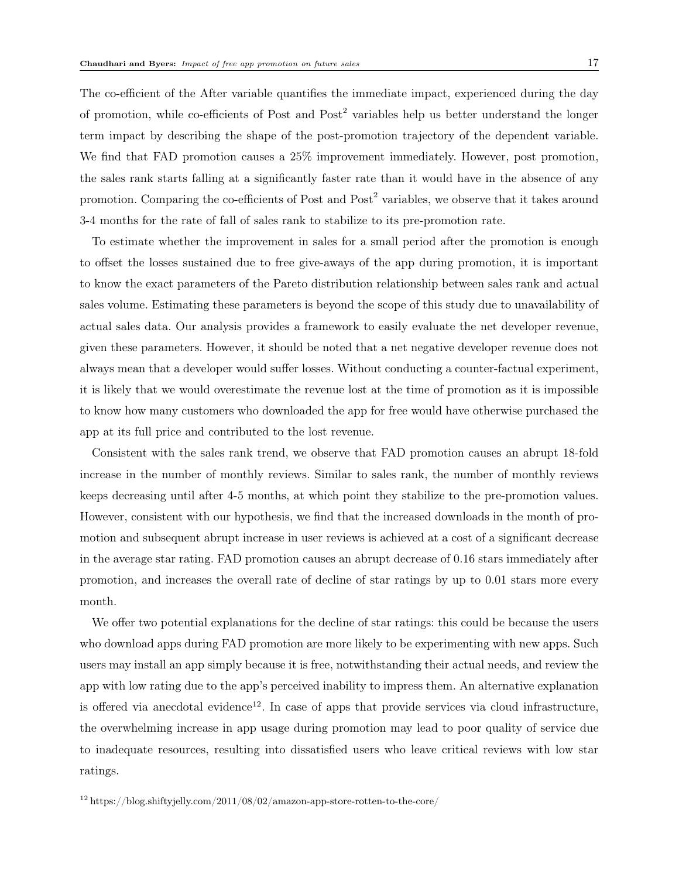The co-efficient of the After variable quantifies the immediate impact, experienced during the day of promotion, while co-efficients of Post and Post$^2$ variables help us better understand the longer term impact by describing the shape of the post-promotion trajectory of the dependent variable. We find that FAD promotion causes a 25% improvement immediately. However, post promotion, the sales rank starts falling at a significantly faster rate than it would have in the absence of any promotion. Comparing the co-efficients of Post and Post$^2$ variables, we observe that it takes around 3-4 months for the rate of fall of sales rank to stabilize to its pre-promotion rate.

To estimate whether the improvement in sales for a small period after the promotion is enough to offset the losses sustained due to free give-aways of the app during promotion, it is important to know the exact parameters of the Pareto distribution relationship between sales rank and actual sales volume. Estimating these parameters is beyond the scope of this study due to unavailability of actual sales data. Our analysis provides a framework to easily evaluate the net developer revenue, given these parameters. However, it should be noted that a net negative developer revenue does not always mean that a developer would suffer losses. Without conducting a counter-factual experiment, it is likely that we would overestimate the revenue lost at the time of promotion as it is impossible to know how many customers who downloaded the app for free would have otherwise purchased the app at its full price and contributed to the lost revenue.

Consistent with the sales rank trend, we observe that FAD promotion causes an abrupt 18-fold increase in the number of monthly reviews. Similar to sales rank, the number of monthly reviews keeps decreasing until after 4-5 months, at which point they stabilize to the pre-promotion values. However, consistent with our hypothesis, we find that the increased downloads in the month of promotion and subsequent abrupt increase in user reviews is achieved at a cost of a significant decrease in the average star rating. FAD promotion causes an abrupt decrease of 0.16 stars immediately after promotion, and increases the overall rate of decline of star ratings by up to 0.01 stars more every month.

We offer two potential explanations for the decline of star ratings: this could be because the users who download apps during FAD promotion are more likely to be experimenting with new apps. Such users may install an app simply because it is free, notwithstanding their actual needs, and review the app with low rating due to the app's perceived inability to impress them. An alternative explanation is offered via anecdotal evidence[12]. In case of apps that provide services via cloud infrastructure, the overwhelming increase in app usage during promotion may lead to poor quality of service due to inadequate resources, resulting into dissatisfied users who leave critical reviews with low star ratings.

[12] https://blog.shiftyjelly.com/2011/08/02/amazon-app-store-rotten-to-the-core/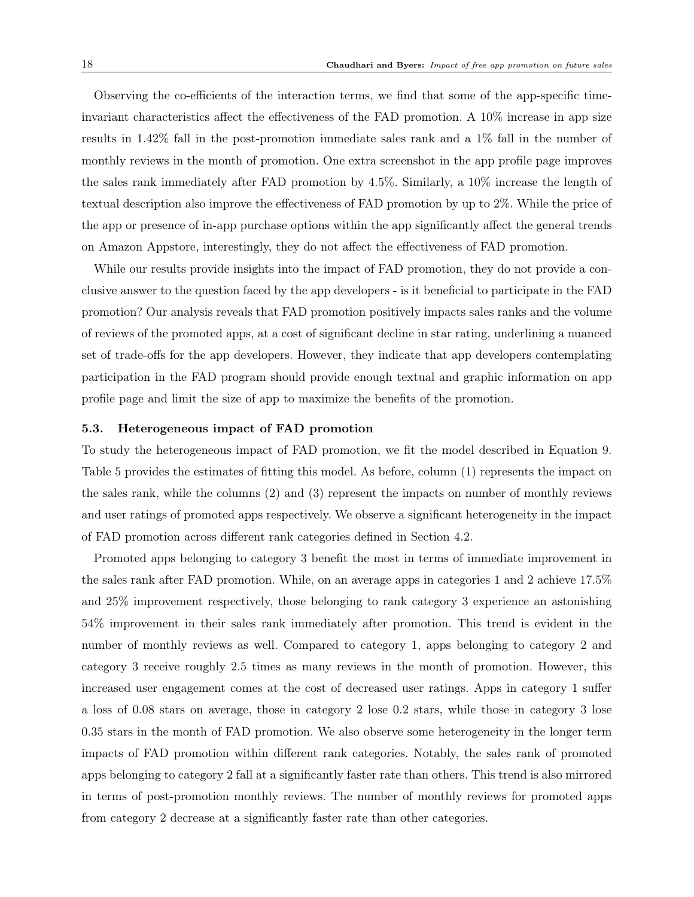Observing the co-efficients of the interaction terms, we find that some of the app-specific time-invariant characteristics affect the effectiveness of the FAD promotion. A 10% increase in app size results in 1.42% fall in the post-promotion immediate sales rank and a 1% fall in the number of monthly reviews in the month of promotion. One extra screenshot in the app profile page improves the sales rank immediately after FAD promotion by 4.5%. Similarly, a 10% increase the length of textual description also improve the effectiveness of FAD promotion by up to 2%. While the price of the app or presence of in-app purchase options within the app significantly affect the general trends on Amazon Appstore, interestingly, they do not affect the effectiveness of FAD promotion.

While our results provide insights into the impact of FAD promotion, they do not provide a conclusive answer to the question faced by the app developers - is it beneficial to participate in the FAD promotion? Our analysis reveals that FAD promotion positively impacts sales ranks and the volume of reviews of the promoted apps, at a cost of significant decline in star rating, underlining a nuanced set of trade-offs for the app developers. However, they indicate that app developers contemplating participation in the FAD program should provide enough textual and graphic information on app profile page and limit the size of app to maximize the benefits of the promotion.

### 5.3. Heterogeneous impact of FAD promotion

To study the heterogeneous impact of FAD promotion, we fit the model described in Equation 9. Table 5 provides the estimates of fitting this model. As before, column (1) represents the impact on the sales rank, while the columns (2) and (3) represent the impacts on number of monthly reviews and user ratings of promoted apps respectively. We observe a significant heterogeneity in the impact of FAD promotion across different rank categories defined in Section 4.2.

Promoted apps belonging to category 3 benefit the most in terms of immediate improvement in the sales rank after FAD promotion. While, on an average apps in categories 1 and 2 achieve 17.5% and 25% improvement respectively, those belonging to rank category 3 experience an astonishing 54% improvement in their sales rank immediately after promotion. This trend is evident in the number of monthly reviews as well. Compared to category 1, apps belonging to category 2 and category 3 receive roughly 2.5 times as many reviews in the month of promotion. However, this increased user engagement comes at the cost of decreased user ratings. Apps in category 1 suffer a loss of 0.08 stars on average, those in category 2 lose 0.2 stars, while those in category 3 lose 0.35 stars in the month of FAD promotion. We also observe some heterogeneity in the longer term impacts of FAD promotion within different rank categories. Notably, the sales rank of promoted apps belonging to category 2 fall at a significantly faster rate than others. This trend is also mirrored in terms of post-promotion monthly reviews. The number of monthly reviews for promoted apps from category 2 decrease at a significantly faster rate than other categories.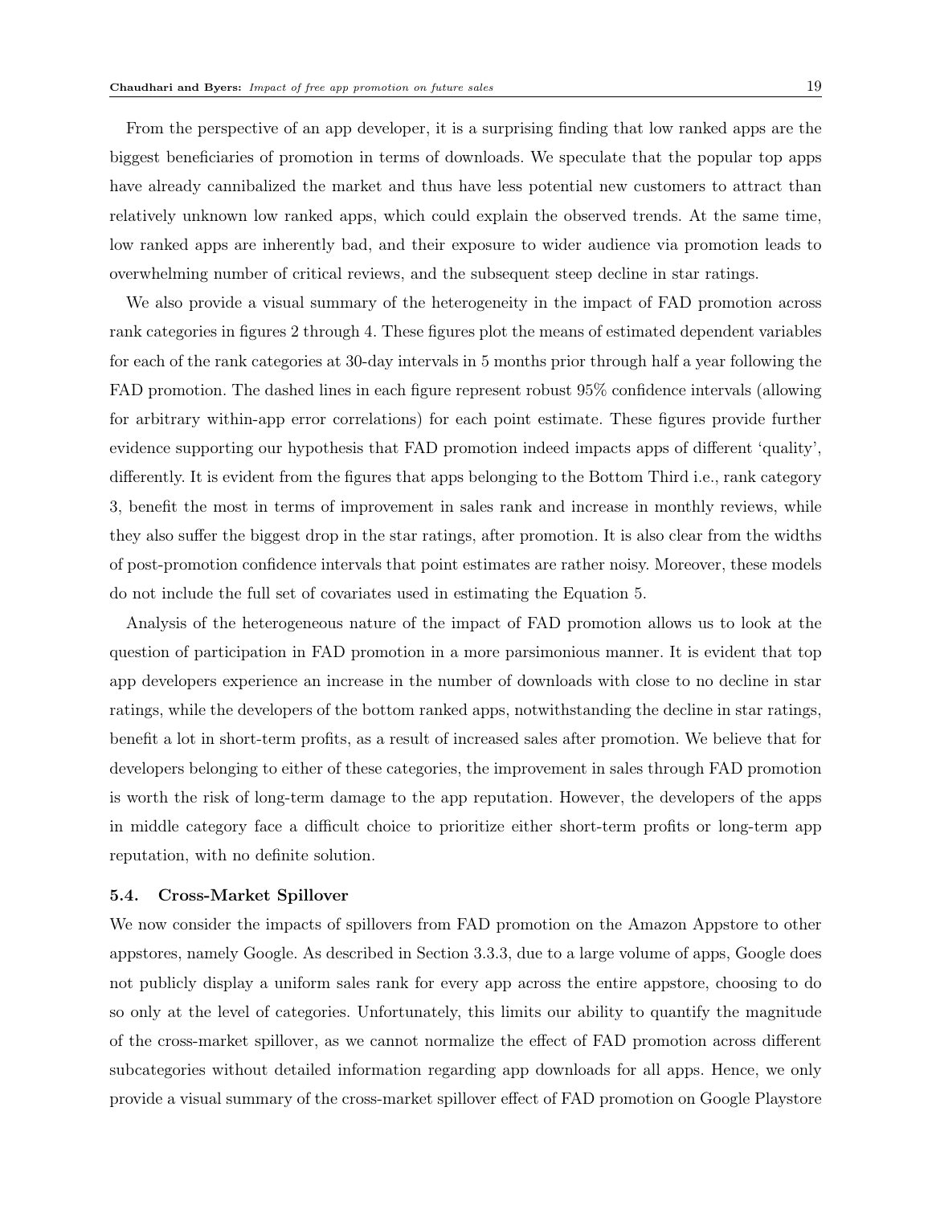From the perspective of an app developer, it is a surprising finding that low ranked apps are the biggest beneficiaries of promotion in terms of downloads. We speculate that the popular top apps have already cannibalized the market and thus have less potential new customers to attract than relatively unknown low ranked apps, which could explain the observed trends. At the same time, low ranked apps are inherently bad, and their exposure to wider audience via promotion leads to overwhelming number of critical reviews, and the subsequent steep decline in star ratings.

We also provide a visual summary of the heterogeneity in the impact of FAD promotion across rank categories in figures 2 through 4. These figures plot the means of estimated dependent variables for each of the rank categories at 30-day intervals in 5 months prior through half a year following the FAD promotion. The dashed lines in each figure represent robust 95% confidence intervals (allowing for arbitrary within-app error correlations) for each point estimate. These figures provide further evidence supporting our hypothesis that FAD promotion indeed impacts apps of different 'quality', differently. It is evident from the figures that apps belonging to the Bottom Third i.e., rank category 3, benefit the most in terms of improvement in sales rank and increase in monthly reviews, while they also suffer the biggest drop in the star ratings, after promotion. It is also clear from the widths of post-promotion confidence intervals that point estimates are rather noisy. Moreover, these models do not include the full set of covariates used in estimating the Equation 5.

Analysis of the heterogeneous nature of the impact of FAD promotion allows us to look at the question of participation in FAD promotion in a more parsimonious manner. It is evident that top app developers experience an increase in the number of downloads with close to no decline in star ratings, while the developers of the bottom ranked apps, notwithstanding the decline in star ratings, benefit a lot in short-term profits, as a result of increased sales after promotion. We believe that for developers belonging to either of these categories, the improvement in sales through FAD promotion is worth the risk of long-term damage to the app reputation. However, the developers of the apps in middle category face a difficult choice to prioritize either short-term profits or long-term app reputation, with no definite solution.

### 5.4. Cross-Market Spillover

We now consider the impacts of spillovers from FAD promotion on the Amazon Appstore to other appstores, namely Google. As described in Section 3.3.3, due to a large volume of apps, Google does not publicly display a uniform sales rank for every app across the entire appstore, choosing to do so only at the level of categories. Unfortunately, this limits our ability to quantify the magnitude of the cross-market spillover, as we cannot normalize the effect of FAD promotion across different subcategories without detailed information regarding app downloads for all apps. Hence, we only provide a visual summary of the cross-market spillover effect of FAD promotion on Google Playstore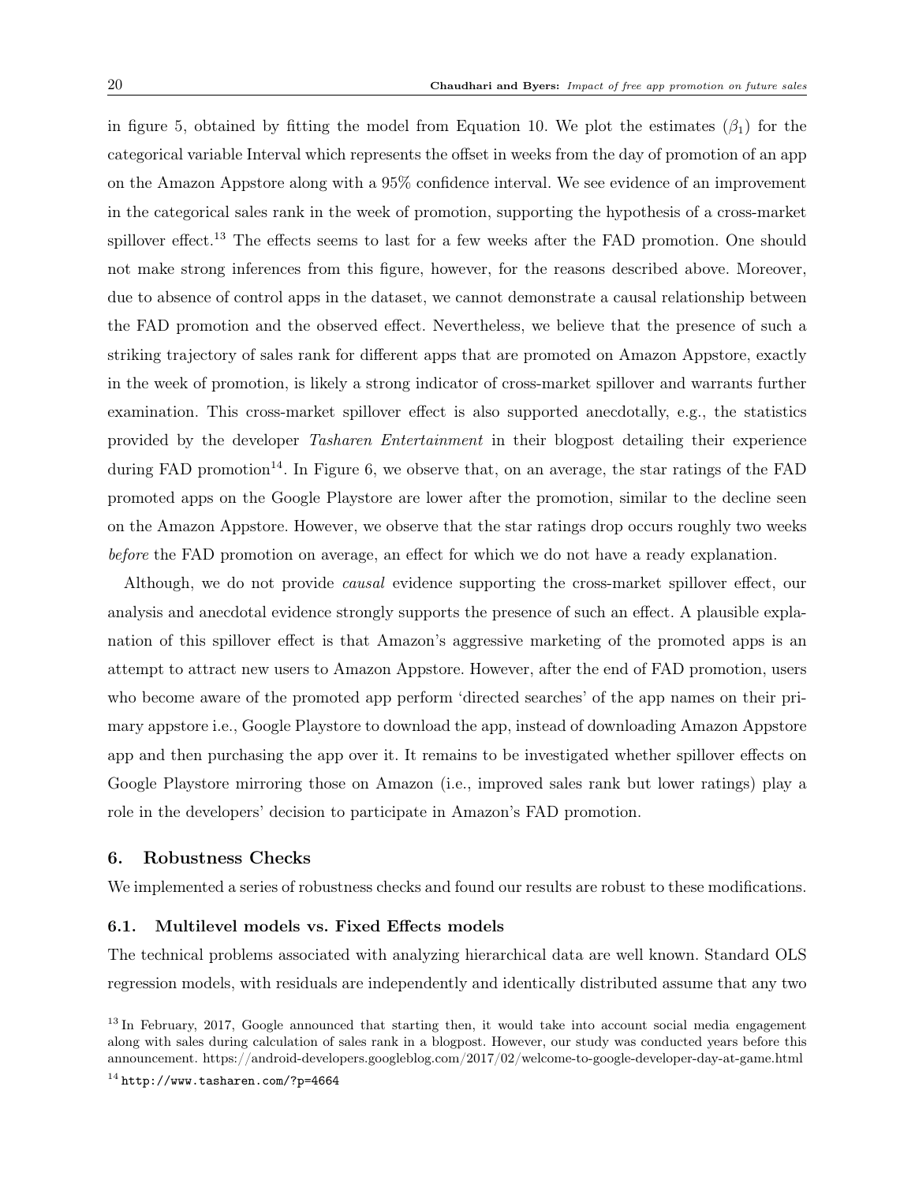in figure 5, obtained by fitting the model from Equation 10. We plot the estimates ($\beta_1$) for the categorical variable Interval which represents the offset in weeks from the day of promotion of an app on the Amazon Appstore along with a 95% confidence interval. We see evidence of an improvement in the categorical sales rank in the week of promotion, supporting the hypothesis of a cross-market spillover effect.[13] The effects seems to last for a few weeks after the FAD promotion. One should not make strong inferences from this figure, however, for the reasons described above. Moreover, due to absence of control apps in the dataset, we cannot demonstrate a causal relationship between the FAD promotion and the observed effect. Nevertheless, we believe that the presence of such a striking trajectory of sales rank for different apps that are promoted on Amazon Appstore, exactly in the week of promotion, is likely a strong indicator of cross-market spillover and warrants further examination. This cross-market spillover effect is also supported anecdotally, e.g., the statistics provided by the developer *Tasharen Entertainment* in their blogpost detailing their experience during FAD promotion[14]. In Figure 6, we observe that, on an average, the star ratings of the FAD promoted apps on the Google Playstore are lower after the promotion, similar to the decline seen on the Amazon Appstore. However, we observe that the star ratings drop occurs roughly two weeks *before* the FAD promotion on average, an effect for which we do not have a ready explanation.

Although, we do not provide *causal* evidence supporting the cross-market spillover effect, our analysis and anecdotal evidence strongly supports the presence of such an effect. A plausible explanation of this spillover effect is that Amazon's aggressive marketing of the promoted apps is an attempt to attract new users to Amazon Appstore. However, after the end of FAD promotion, users who become aware of the promoted app perform 'directed searches' of the app names on their primary appstore i.e., Google Playstore to download the app, instead of downloading Amazon Appstore app and then purchasing the app over it. It remains to be investigated whether spillover effects on Google Playstore mirroring those on Amazon (i.e., improved sales rank but lower ratings) play a role in the developers' decision to participate in Amazon's FAD promotion.

## 6. Robustness Checks

We implemented a series of robustness checks and found our results are robust to these modifications.

### 6.1. Multilevel models vs. Fixed Effects models

The technical problems associated with analyzing hierarchical data are well known. Standard OLS regression models, with residuals are independently and identically distributed assume that any two

[13] In February, 2017, Google announced that starting then, it would take into account social media engagement along with sales during calculation of sales rank in a blogpost. However, our study was conducted years before this announcement. https://android-developers.googleblog.com/2017/02/welcome-to-google-developer-day-at-game.html

[14] `http://www.tasharen.com/?p=4664`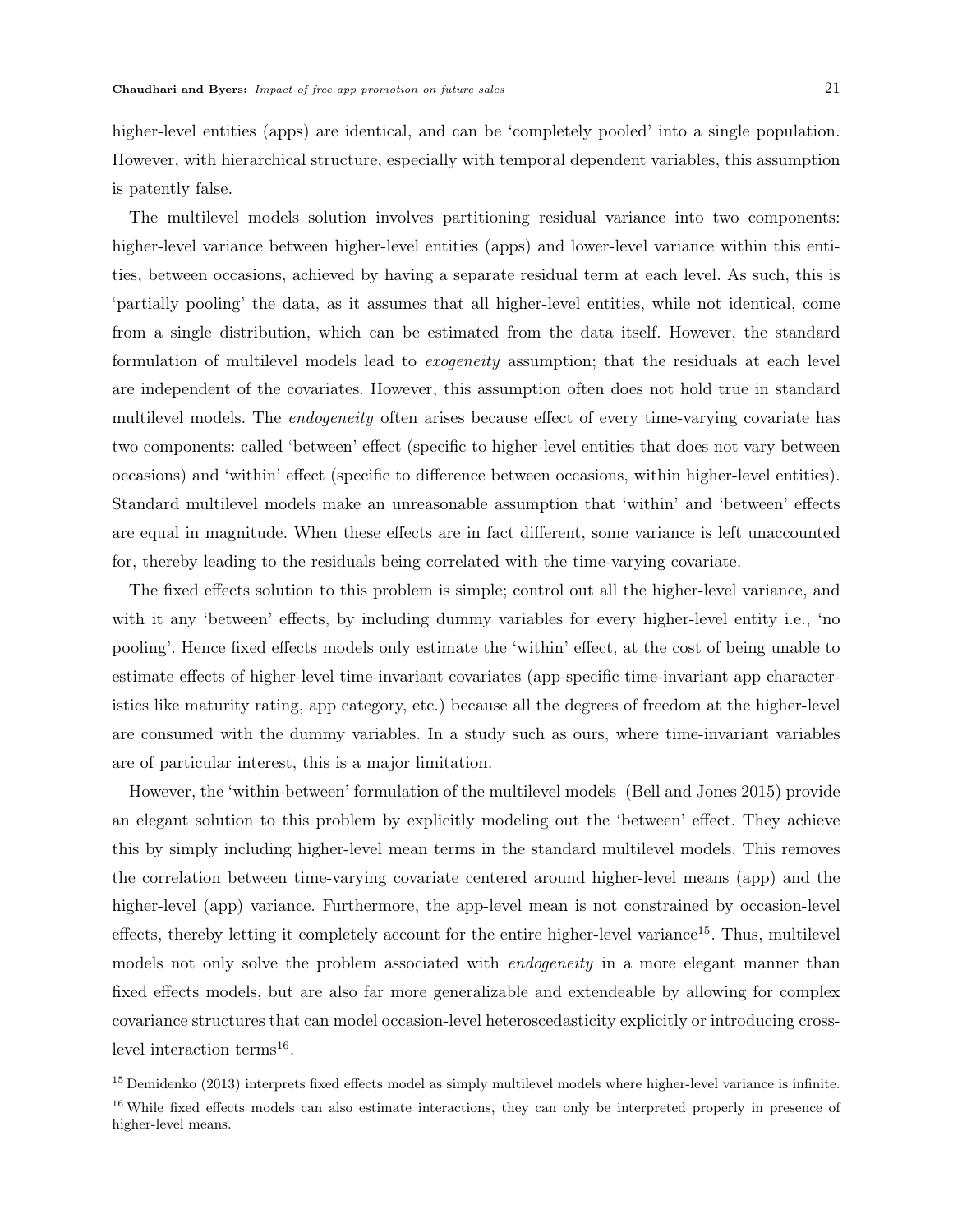higher-level entities (apps) are identical, and can be 'completely pooled' into a single population. However, with hierarchical structure, especially with temporal dependent variables, this assumption is patently false.

The multilevel models solution involves partitioning residual variance into two components: higher-level variance between higher-level entities (apps) and lower-level variance within this entities, between occasions, achieved by having a separate residual term at each level. As such, this is 'partially pooling' the data, as it assumes that all higher-level entities, while not identical, come from a single distribution, which can be estimated from the data itself. However, the standard formulation of multilevel models lead to *exogeneity* assumption; that the residuals at each level are independent of the covariates. However, this assumption often does not hold true in standard multilevel models. The *endogeneity* often arises because effect of every time-varying covariate has two components: called 'between' effect (specific to higher-level entities that does not vary between occasions) and 'within' effect (specific to difference between occasions, within higher-level entities). Standard multilevel models make an unreasonable assumption that 'within' and 'between' effects are equal in magnitude. When these effects are in fact different, some variance is left unaccounted for, thereby leading to the residuals being correlated with the time-varying covariate.

The fixed effects solution to this problem is simple; control out all the higher-level variance, and with it any 'between' effects, by including dummy variables for every higher-level entity i.e., 'no pooling'. Hence fixed effects models only estimate the 'within' effect, at the cost of being unable to estimate effects of higher-level time-invariant covariates (app-specific time-invariant app characteristics like maturity rating, app category, etc.) because all the degrees of freedom at the higher-level are consumed with the dummy variables. In a study such as ours, where time-invariant variables are of particular interest, this is a major limitation.

However, the 'within-between' formulation of the multilevel models (Bell and Jones 2015) provide an elegant solution to this problem by explicitly modeling out the 'between' effect. They achieve this by simply including higher-level mean terms in the standard multilevel models. This removes the correlation between time-varying covariate centered around higher-level means (app) and the higher-level (app) variance. Furthermore, the app-level mean is not constrained by occasion-level effects, thereby letting it completely account for the entire higher-level variance[15]. Thus, multilevel models not only solve the problem associated with *endogeneity* in a more elegant manner than fixed effects models, but are also far more generalizable and extendeable by allowing for complex covariance structures that can model occasion-level heteroscedasticity explicitly or introducing cross-level interaction terms[16].

[15] Demidenko (2013) interprets fixed effects model as simply multilevel models where higher-level variance is infinite.

[16] While fixed effects models can also estimate interactions, they can only be interpreted properly in presence of higher-level means.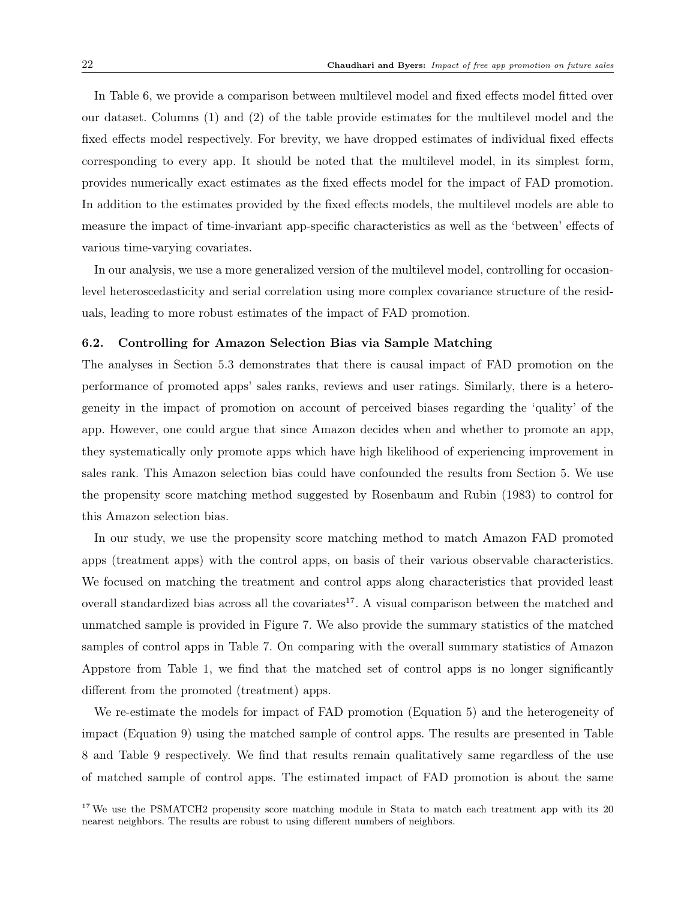In Table 6, we provide a comparison between multilevel model and fixed effects model fitted over our dataset. Columns (1) and (2) of the table provide estimates for the multilevel model and the fixed effects model respectively. For brevity, we have dropped estimates of individual fixed effects corresponding to every app. It should be noted that the multilevel model, in its simplest form, provides numerically exact estimates as the fixed effects model for the impact of FAD promotion. In addition to the estimates provided by the fixed effects models, the multilevel models are able to measure the impact of time-invariant app-specific characteristics as well as the 'between' effects of various time-varying covariates.

In our analysis, we use a more generalized version of the multilevel model, controlling for occasion-level heteroscedasticity and serial correlation using more complex covariance structure of the residuals, leading to more robust estimates of the impact of FAD promotion.

### 6.2. Controlling for Amazon Selection Bias via Sample Matching

The analyses in Section 5.3 demonstrates that there is causal impact of FAD promotion on the performance of promoted apps' sales ranks, reviews and user ratings. Similarly, there is a heterogeneity in the impact of promotion on account of perceived biases regarding the 'quality' of the app. However, one could argue that since Amazon decides when and whether to promote an app, they systematically only promote apps which have high likelihood of experiencing improvement in sales rank. This Amazon selection bias could have confounded the results from Section 5. We use the propensity score matching method suggested by Rosenbaum and Rubin (1983) to control for this Amazon selection bias.

In our study, we use the propensity score matching method to match Amazon FAD promoted apps (treatment apps) with the control apps, on basis of their various observable characteristics. We focused on matching the treatment and control apps along characteristics that provided least overall standardized bias across all the covariates[17]. A visual comparison between the matched and unmatched sample is provided in Figure 7. We also provide the summary statistics of the matched samples of control apps in Table 7. On comparing with the overall summary statistics of Amazon Appstore from Table 1, we find that the matched set of control apps is no longer significantly different from the promoted (treatment) apps.

We re-estimate the models for impact of FAD promotion (Equation 5) and the heterogeneity of impact (Equation 9) using the matched sample of control apps. The results are presented in Table 8 and Table 9 respectively. We find that results remain qualitatively same regardless of the use of matched sample of control apps. The estimated impact of FAD promotion is about the same

[17] We use the PSMATCH2 propensity score matching module in Stata to match each treatment app with its 20 nearest neighbors. The results are robust to using different numbers of neighbors.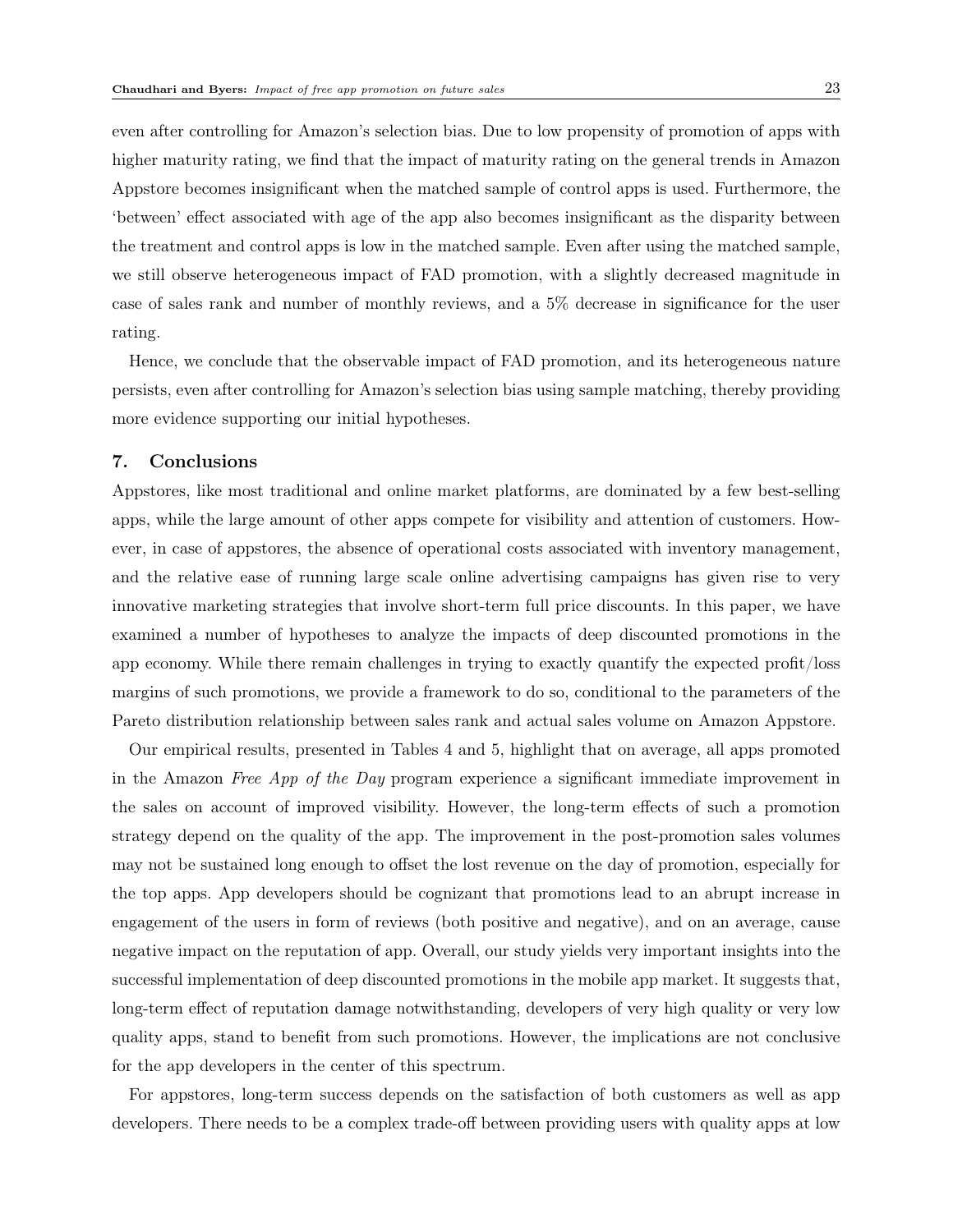even after controlling for Amazon's selection bias. Due to low propensity of promotion of apps with higher maturity rating, we find that the impact of maturity rating on the general trends in Amazon Appstore becomes insignificant when the matched sample of control apps is used. Furthermore, the 'between' effect associated with age of the app also becomes insignificant as the disparity between the treatment and control apps is low in the matched sample. Even after using the matched sample, we still observe heterogeneous impact of FAD promotion, with a slightly decreased magnitude in case of sales rank and number of monthly reviews, and a 5% decrease in significance for the user rating.

Hence, we conclude that the observable impact of FAD promotion, and its heterogeneous nature persists, even after controlling for Amazon's selection bias using sample matching, thereby providing more evidence supporting our initial hypotheses.

## 7. Conclusions

Appstores, like most traditional and online market platforms, are dominated by a few best-selling apps, while the large amount of other apps compete for visibility and attention of customers. However, in case of appstores, the absence of operational costs associated with inventory management, and the relative ease of running large scale online advertising campaigns has given rise to very innovative marketing strategies that involve short-term full price discounts. In this paper, we have examined a number of hypotheses to analyze the impacts of deep discounted promotions in the app economy. While there remain challenges in trying to exactly quantify the expected profit/loss margins of such promotions, we provide a framework to do so, conditional to the parameters of the Pareto distribution relationship between sales rank and actual sales volume on Amazon Appstore.

Our empirical results, presented in Tables 4 and 5, highlight that on average, all apps promoted in the Amazon *Free App of the Day* program experience a significant immediate improvement in the sales on account of improved visibility. However, the long-term effects of such a promotion strategy depend on the quality of the app. The improvement in the post-promotion sales volumes may not be sustained long enough to offset the lost revenue on the day of promotion, especially for the top apps. App developers should be cognizant that promotions lead to an abrupt increase in engagement of the users in form of reviews (both positive and negative), and on an average, cause negative impact on the reputation of app. Overall, our study yields very important insights into the successful implementation of deep discounted promotions in the mobile app market. It suggests that, long-term effect of reputation damage notwithstanding, developers of very high quality or very low quality apps, stand to benefit from such promotions. However, the implications are not conclusive for the app developers in the center of this spectrum.

For appstores, long-term success depends on the satisfaction of both customers as well as app developers. There needs to be a complex trade-off between providing users with quality apps at low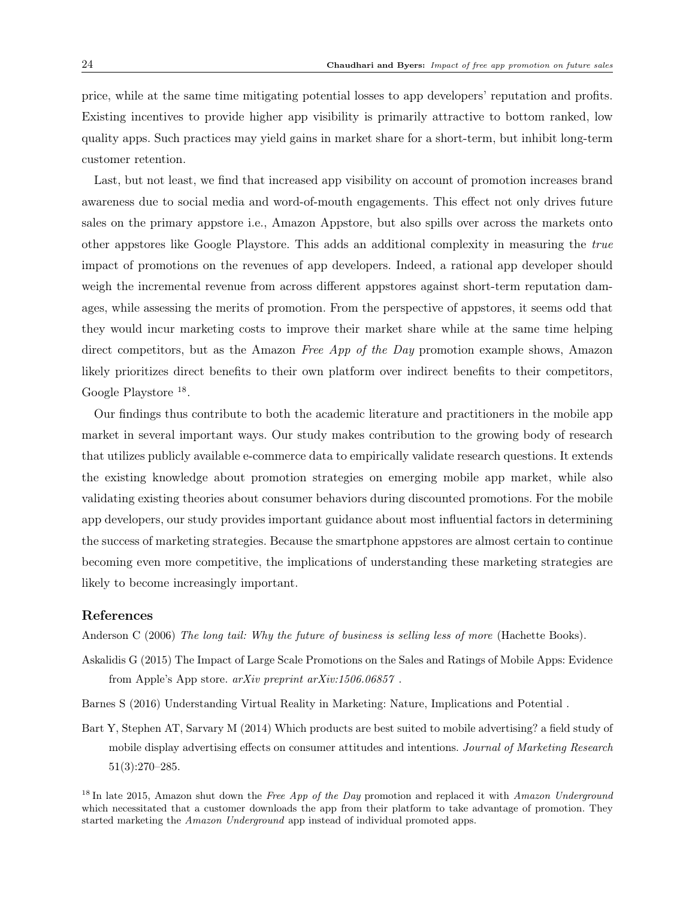price, while at the same time mitigating potential losses to app developers' reputation and profits. Existing incentives to provide higher app visibility is primarily attractive to bottom ranked, low quality apps. Such practices may yield gains in market share for a short-term, but inhibit long-term customer retention.

Last, but not least, we find that increased app visibility on account of promotion increases brand awareness due to social media and word-of-mouth engagements. This effect not only drives future sales on the primary appstore i.e., Amazon Appstore, but also spills over across the markets onto other appstores like Google Playstore. This adds an additional complexity in measuring the *true* impact of promotions on the revenues of app developers. Indeed, a rational app developer should weigh the incremental revenue from across different appstores against short-term reputation damages, while assessing the merits of promotion. From the perspective of appstores, it seems odd that they would incur marketing costs to improve their market share while at the same time helping direct competitors, but as the Amazon *Free App of the Day* promotion example shows, Amazon likely prioritizes direct benefits to their own platform over indirect benefits to their competitors, Google Playstore [18].

Our findings thus contribute to both the academic literature and practitioners in the mobile app market in several important ways. Our study makes contribution to the growing body of research that utilizes publicly available e-commerce data to empirically validate research questions. It extends the existing knowledge about promotion strategies on emerging mobile app market, while also validating existing theories about consumer behaviors during discounted promotions. For the mobile app developers, our study provides important guidance about most influential factors in determining the success of marketing strategies. Because the smartphone appstores are almost certain to continue becoming even more competitive, the implications of understanding these marketing strategies are likely to become increasingly important.

## References

Anderson C (2006) *The long tail: Why the future of business is selling less of more* (Hachette Books).

Askalidis G (2015) The Impact of Large Scale Promotions on the Sales and Ratings of Mobile Apps: Evidence from Apple's App store. *arXiv preprint arXiv:1506.06857* .

Barnes S (2016) Understanding Virtual Reality in Marketing: Nature, Implications and Potential .

Bart Y, Stephen AT, Sarvary M (2014) Which products are best suited to mobile advertising? a field study of mobile display advertising effects on consumer attitudes and intentions. *Journal of Marketing Research* 51(3):270–285.

[18] In late 2015, Amazon shut down the *Free App of the Day* promotion and replaced it with *Amazon Underground* which necessitated that a customer downloads the app from their platform to take advantage of promotion. They started marketing the *Amazon Underground* app instead of individual promoted apps.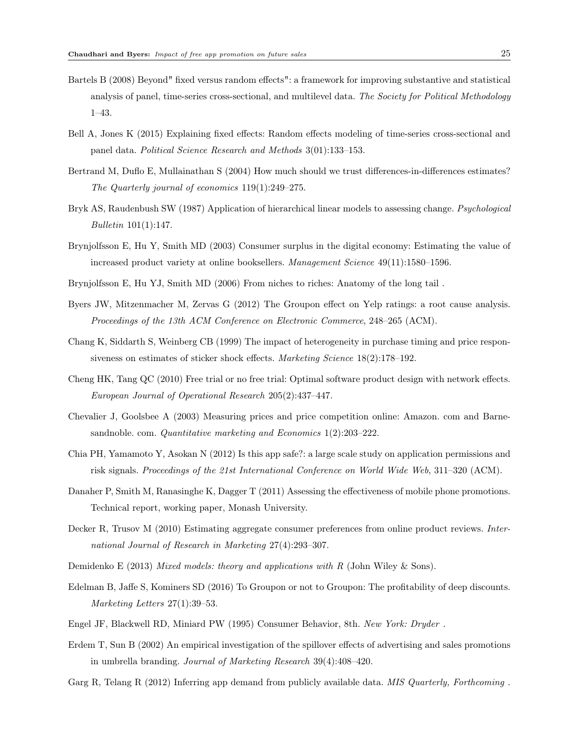Bartels B (2008) Beyond" fixed versus random effects": a framework for improving substantive and statistical analysis of panel, time-series cross-sectional, and multilevel data. *The Society for Political Methodology* 1–43.

Bell A, Jones K (2015) Explaining fixed effects: Random effects modeling of time-series cross-sectional and panel data. *Political Science Research and Methods* 3(01):133–153.

Bertrand M, Duflo E, Mullainathan S (2004) How much should we trust differences-in-differences estimates? *The Quarterly journal of economics* 119(1):249–275.

Bryk AS, Raudenbush SW (1987) Application of hierarchical linear models to assessing change. *Psychological Bulletin* 101(1):147.

Brynjolfsson E, Hu Y, Smith MD (2003) Consumer surplus in the digital economy: Estimating the value of increased product variety at online booksellers. *Management Science* 49(11):1580–1596.

Brynjolfsson E, Hu YJ, Smith MD (2006) From niches to riches: Anatomy of the long tail .

Byers JW, Mitzenmacher M, Zervas G (2012) The Groupon effect on Yelp ratings: a root cause analysis. *Proceedings of the 13th ACM Conference on Electronic Commerce*, 248–265 (ACM).

Chang K, Siddarth S, Weinberg CB (1999) The impact of heterogeneity in purchase timing and price responsiveness on estimates of sticker shock effects. *Marketing Science* 18(2):178–192.

Cheng HK, Tang QC (2010) Free trial or no free trial: Optimal software product design with network effects. *European Journal of Operational Research* 205(2):437–447.

Chevalier J, Goolsbee A (2003) Measuring prices and price competition online: Amazon. com and Barnesandnoble. com. *Quantitative marketing and Economics* 1(2):203–222.

Chia PH, Yamamoto Y, Asokan N (2012) Is this app safe?: a large scale study on application permissions and risk signals. *Proceedings of the 21st International Conference on World Wide Web*, 311–320 (ACM).

Danaher P, Smith M, Ranasinghe K, Dagger T (2011) Assessing the effectiveness of mobile phone promotions. Technical report, working paper, Monash University.

Decker R, Trusov M (2010) Estimating aggregate consumer preferences from online product reviews. *International Journal of Research in Marketing* 27(4):293–307.

Demidenko E (2013) *Mixed models: theory and applications with R* (John Wiley & Sons).

Edelman B, Jaffe S, Kominers SD (2016) To Groupon or not to Groupon: The profitability of deep discounts. *Marketing Letters* 27(1):39–53.

Engel JF, Blackwell RD, Miniard PW (1995) Consumer Behavior, 8th. *New York: Dryder* .

Erdem T, Sun B (2002) An empirical investigation of the spillover effects of advertising and sales promotions in umbrella branding. *Journal of Marketing Research* 39(4):408–420.

Garg R, Telang R (2012) Inferring app demand from publicly available data. *MIS Quarterly, Forthcoming* .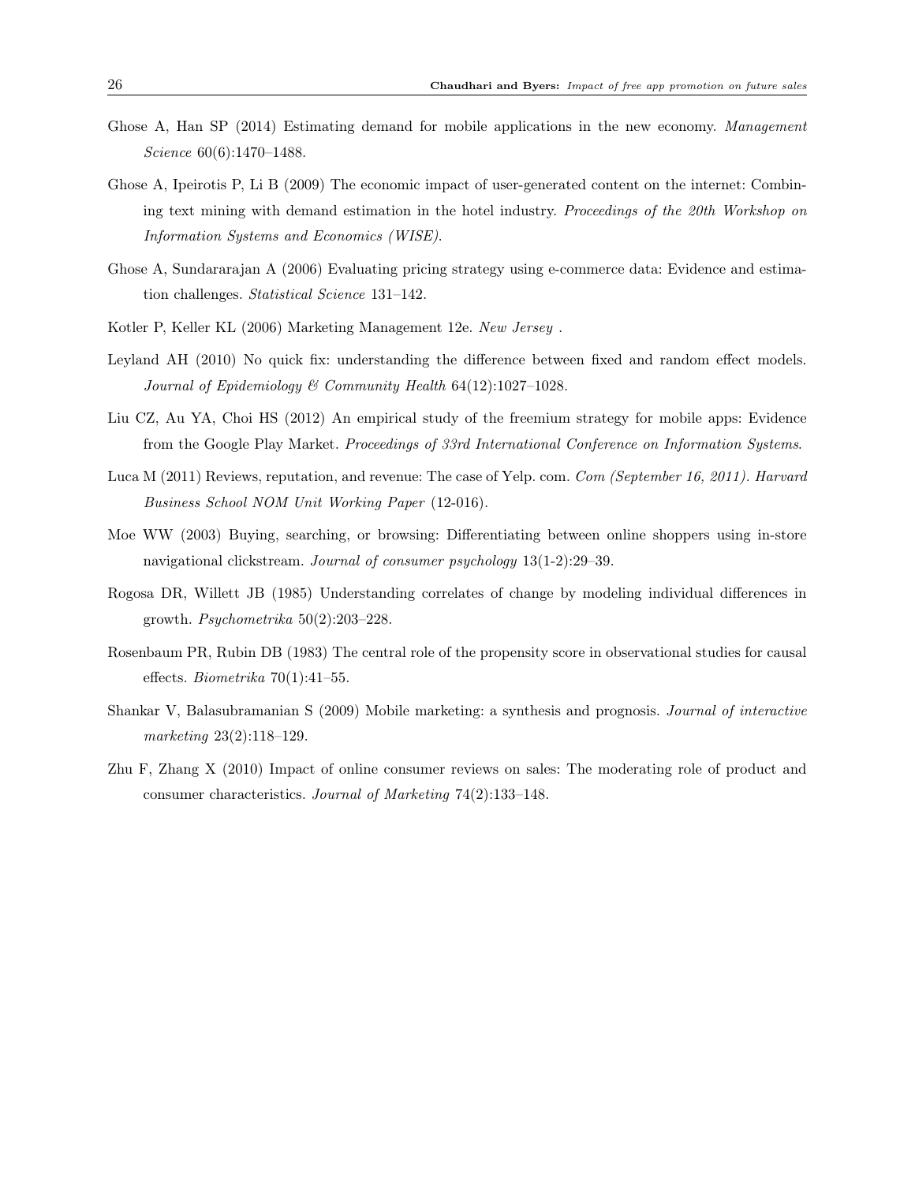Ghose A, Han SP (2014) Estimating demand for mobile applications in the new economy. *Management Science* 60(6):1470–1488.

Ghose A, Ipeirotis P, Li B (2009) The economic impact of user-generated content on the internet: Combining text mining with demand estimation in the hotel industry. *Proceedings of the 20th Workshop on Information Systems and Economics (WISE)*.

Ghose A, Sundararajan A (2006) Evaluating pricing strategy using e-commerce data: Evidence and estimation challenges. *Statistical Science* 131–142.

Kotler P, Keller KL (2006) Marketing Management 12e. *New Jersey* .

Leyland AH (2010) No quick fix: understanding the difference between fixed and random effect models. *Journal of Epidemiology & Community Health* 64(12):1027–1028.

Liu CZ, Au YA, Choi HS (2012) An empirical study of the freemium strategy for mobile apps: Evidence from the Google Play Market. *Proceedings of 33rd International Conference on Information Systems*.

Luca M (2011) Reviews, reputation, and revenue: The case of Yelp. com. *Com (September 16, 2011). Harvard Business School NOM Unit Working Paper* (12-016).

Moe WW (2003) Buying, searching, or browsing: Differentiating between online shoppers using in-store navigational clickstream. *Journal of consumer psychology* 13(1-2):29–39.

Rogosa DR, Willett JB (1985) Understanding correlates of change by modeling individual differences in growth. *Psychometrika* 50(2):203–228.

Rosenbaum PR, Rubin DB (1983) The central role of the propensity score in observational studies for causal effects. *Biometrika* 70(1):41–55.

Shankar V, Balasubramanian S (2009) Mobile marketing: a synthesis and prognosis. *Journal of interactive marketing* 23(2):118–129.

Zhu F, Zhang X (2010) Impact of online consumer reviews on sales: The moderating role of product and consumer characteristics. *Journal of Marketing* 74(2):133–148.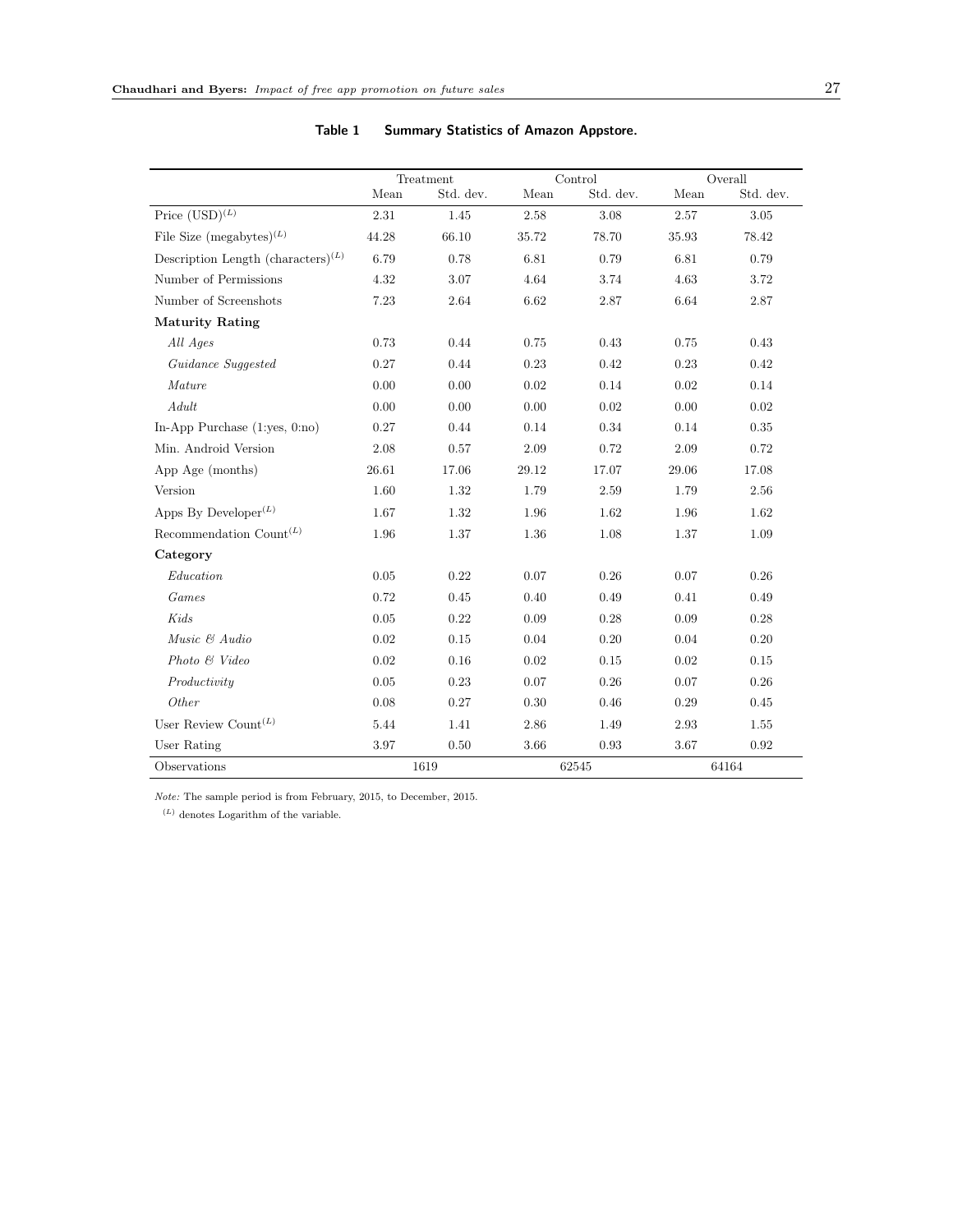**Table 1 Summary Statistics of Amazon Appstore.**

| | Treatment | | Control | | Overall | |
|---|---|---|---|---|---|---|
| | Mean | Std. dev. | Mean | Std. dev. | Mean | Std. dev. |
| Price (USD)$^{(L)}$ | 2.31 | 1.45 | 2.58 | 3.08 | 2.57 | 3.05 |
| File Size (megabytes)$^{(L)}$ | 44.28 | 66.10 | 35.72 | 78.70 | 35.93 | 78.42 |
| Description Length (characters)$^{(L)}$ | 6.79 | 0.78 | 6.81 | 0.79 | 6.81 | 0.79 |
| Number of Permissions | 4.32 | 3.07 | 4.64 | 3.74 | 4.63 | 3.72 |
| Number of Screenshots | 7.23 | 2.64 | 6.62 | 2.87 | 6.64 | 2.87 |
| **Maturity Rating** | | | | | | |
| *All Ages* | 0.73 | 0.44 | 0.75 | 0.43 | 0.75 | 0.43 |
| *Guidance Suggested* | 0.27 | 0.44 | 0.23 | 0.42 | 0.23 | 0.42 |
| *Mature* | 0.00 | 0.00 | 0.02 | 0.14 | 0.02 | 0.14 |
| *Adult* | 0.00 | 0.00 | 0.00 | 0.02 | 0.00 | 0.02 |
| In-App Purchase (1:yes, 0:no) | 0.27 | 0.44 | 0.14 | 0.34 | 0.14 | 0.35 |
| Min. Android Version | 2.08 | 0.57 | 2.09 | 0.72 | 2.09 | 0.72 |
| App Age (months) | 26.61 | 17.06 | 29.12 | 17.07 | 29.06 | 17.08 |
| Version | 1.60 | 1.32 | 1.79 | 2.59 | 1.79 | 2.56 |
| Apps By Developer$^{(L)}$ | 1.67 | 1.32 | 1.96 | 1.62 | 1.96 | 1.62 |
| Recommendation Count$^{(L)}$ | 1.96 | 1.37 | 1.36 | 1.08 | 1.37 | 1.09 |
| **Category** | | | | | | |
| *Education* | 0.05 | 0.22 | 0.07 | 0.26 | 0.07 | 0.26 |
| *Games* | 0.72 | 0.45 | 0.40 | 0.49 | 0.41 | 0.49 |
| *Kids* | 0.05 | 0.22 | 0.09 | 0.28 | 0.09 | 0.28 |
| *Music & Audio* | 0.02 | 0.15 | 0.04 | 0.20 | 0.04 | 0.20 |
| *Photo & Video* | 0.02 | 0.16 | 0.02 | 0.15 | 0.02 | 0.15 |
| *Productivity* | 0.05 | 0.23 | 0.07 | 0.26 | 0.07 | 0.26 |
| *Other* | 0.08 | 0.27 | 0.30 | 0.46 | 0.29 | 0.45 |
| User Review Count$^{(L)}$ | 5.44 | 1.41 | 2.86 | 1.49 | 2.93 | 1.55 |
| User Rating | 3.97 | 0.50 | 3.66 | 0.93 | 3.67 | 0.92 |
| Observations | 1619 | | 62545 | | 64164 | |

*Note:* The sample period is from February, 2015, to December, 2015.

$^{(L)}$ denotes Logarithm of the variable.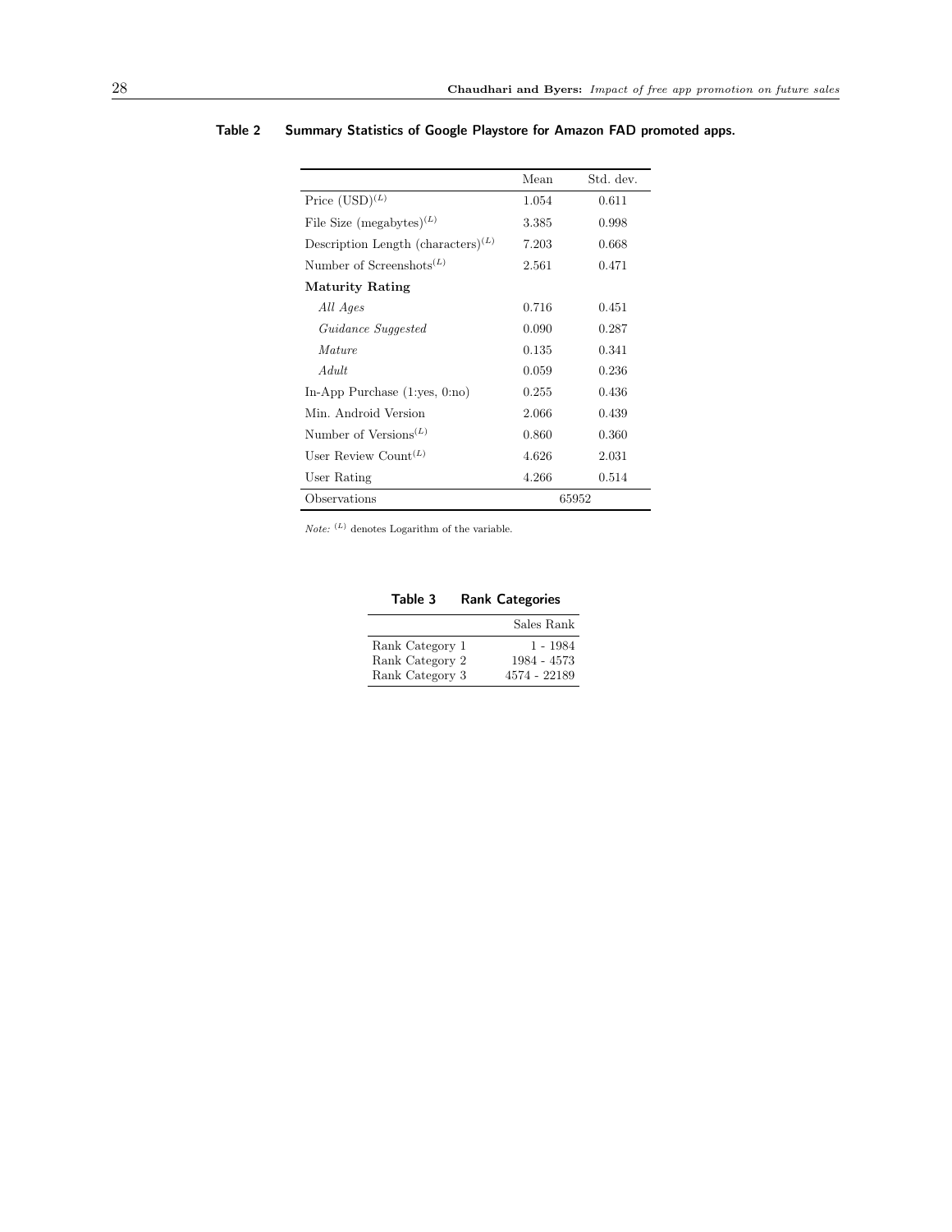**Table 2 Summary Statistics of Google Playstore for Amazon FAD promoted apps.**

| | Mean | Std. dev. |
|---|---|---|
| Price (USD)$^{(L)}$ | 1.054 | 0.611 |
| File Size (megabytes)$^{(L)}$ | 3.385 | 0.998 |
| Description Length (characters)$^{(L)}$ | 7.203 | 0.668 |
| Number of Screenshots$^{(L)}$ | 2.561 | 0.471 |
| **Maturity Rating** | | |
| *All Ages* | 0.716 | 0.451 |
| *Guidance Suggested* | 0.090 | 0.287 |
| *Mature* | 0.135 | 0.341 |
| *Adult* | 0.059 | 0.236 |
| In-App Purchase (1:yes, 0:no) | 0.255 | 0.436 |
| Min. Android Version | 2.066 | 0.439 |
| Number of Versions$^{(L)}$ | 0.860 | 0.360 |
| User Review Count$^{(L)}$ | 4.626 | 2.031 |
| User Rating | 4.266 | 0.514 |
| Observations | 65952 | |

*Note:* $^{(L)}$ denotes Logarithm of the variable.

**Table 3 Rank Categories**

| | Sales Rank |
|---|---|
| Rank Category 1 | 1 - 1984 |
| Rank Category 2 | 1984 - 4573 |
| Rank Category 3 | 4574 - 22189 |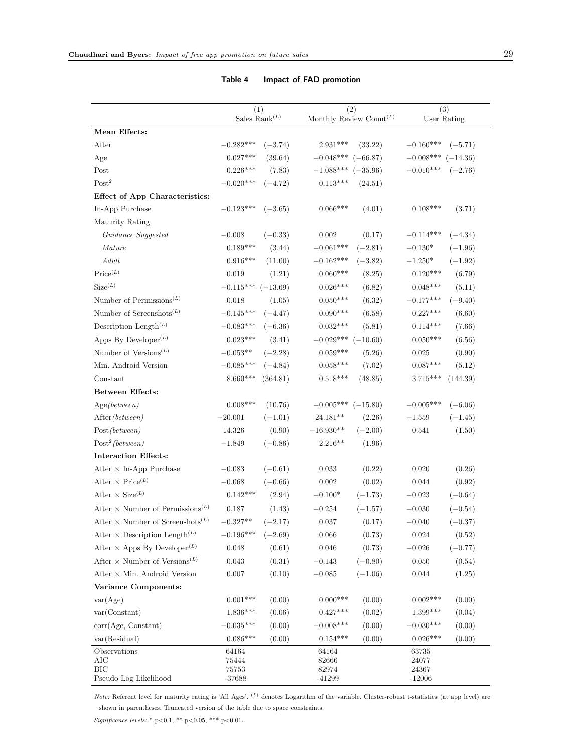**Table 4 Impact of FAD promotion**

| | (1) Sales Rank$^{(L)}$ | | (2) Monthly Review Count$^{(L)}$ | | (3) User Rating | |
|---|---|---|---|---|---|---|
| **Mean Effects:** | | | | | | |
| After | $-0.282^{***}$ | $(-3.74)$ | $2.931^{***}$ | $(33.22)$ | $-0.160^{***}$ | $(-5.71)$ |
| Age | $0.027^{***}$ | $(39.64)$ | $-0.048^{***}$ | $(-66.87)$ | $-0.008^{***}$ | $(-14.36)$ |
| Post | $0.226^{***}$ | $(7.83)$ | $-1.088^{***}$ | $(-35.96)$ | $-0.010^{***}$ | $(-2.76)$ |
| Post$^2$ | $-0.020^{***}$ | $(-4.72)$ | $0.113^{***}$ | $(24.51)$ | | |
| **Effect of App Characteristics:** | | | | | | |
| In-App Purchase | $-0.123^{***}$ | $(-3.65)$ | $0.066^{***}$ | $(4.01)$ | $0.108^{***}$ | $(3.71)$ |
| Maturity Rating | | | | | | |
| *Guidance Suggested* | $-0.008$ | $(-0.33)$ | $0.002$ | $(0.17)$ | $-0.114^{***}$ | $(-4.34)$ |
| *Mature* | $0.189^{***}$ | $(3.44)$ | $-0.061^{***}$ | $(-2.81)$ | $-0.130^{*}$ | $(-1.96)$ |
| *Adult* | $0.916^{***}$ | $(11.00)$ | $-0.162^{***}$ | $(-3.82)$ | $-1.250^{*}$ | $(-1.92)$ |
| Price$^{(L)}$ | $0.019$ | $(1.21)$ | $0.060^{***}$ | $(8.25)$ | $0.120^{***}$ | $(6.79)$ |
| Size$^{(L)}$ | $-0.115^{***}$ | $(-13.69)$ | $0.026^{***}$ | $(6.82)$ | $0.048^{***}$ | $(5.11)$ |
| Number of Permissions$^{(L)}$ | $0.018$ | $(1.05)$ | $0.050^{***}$ | $(6.32)$ | $-0.177^{***}$ | $(-9.40)$ |
| Number of Screenshots$^{(L)}$ | $-0.145^{***}$ | $(-4.47)$ | $0.090^{***}$ | $(6.58)$ | $0.227^{***}$ | $(6.60)$ |
| Description Length$^{(L)}$ | $-0.083^{***}$ | $(-6.36)$ | $0.032^{***}$ | $(5.81)$ | $0.114^{***}$ | $(7.66)$ |
| Apps By Developer$^{(L)}$ | $0.023^{***}$ | $(3.41)$ | $-0.029^{***}$ | $(-10.60)$ | $0.050^{***}$ | $(6.56)$ |
| Number of Versions$^{(L)}$ | $-0.053^{**}$ | $(-2.28)$ | $0.059^{***}$ | $(5.26)$ | $0.025$ | $(0.90)$ |
| Min. Android Version | $-0.085^{***}$ | $(-4.84)$ | $0.058^{***}$ | $(7.02)$ | $0.087^{***}$ | $(5.12)$ |
| Constant | $8.660^{***}$ | $(364.81)$ | $0.518^{***}$ | $(48.85)$ | $3.715^{***}$ | $(144.39)$ |
| **Between Effects:** | | | | | | |
| Age*(between)* | $0.008^{***}$ | $(10.76)$ | $-0.005^{***}$ | $(-15.80)$ | $-0.005^{***}$ | $(-6.06)$ |
| After*(between)* | $-20.001$ | $(-1.01)$ | $24.181^{**}$ | $(2.26)$ | $-1.559$ | $(-1.45)$ |
| Post*(between)* | $14.326$ | $(0.90)$ | $-16.930^{**}$ | $(-2.00)$ | $0.541$ | $(1.50)$ |
| Post$^2$*(between)* | $-1.849$ | $(-0.86)$ | $2.216^{**}$ | $(1.96)$ | | |
| **Interaction Effects:** | | | | | | |
| After × In-App Purchase | $-0.083$ | $(-0.61)$ | $0.033$ | $(0.22)$ | $0.020$ | $(0.26)$ |
| After × Price$^{(L)}$ | $-0.068$ | $(-0.66)$ | $0.002$ | $(0.02)$ | $0.044$ | $(0.92)$ |
| After × Size$^{(L)}$ | $0.142^{***}$ | $(2.94)$ | $-0.100^{*}$ | $(-1.73)$ | $-0.023$ | $(-0.64)$ |
| After × Number of Permissions$^{(L)}$ | $0.187$ | $(1.43)$ | $-0.254$ | $(-1.57)$ | $-0.030$ | $(-0.54)$ |
| After × Number of Screenshots$^{(L)}$ | $-0.327^{**}$ | $(-2.17)$ | $0.037$ | $(0.17)$ | $-0.040$ | $(-0.37)$ |
| After × Description Length$^{(L)}$ | $-0.196^{***}$ | $(-2.69)$ | $0.066$ | $(0.73)$ | $0.024$ | $(0.52)$ |
| After × Apps By Developer$^{(L)}$ | $0.048$ | $(0.61)$ | $0.046$ | $(0.73)$ | $-0.026$ | $(-0.77)$ |
| After × Number of Versions$^{(L)}$ | $0.043$ | $(0.31)$ | $-0.143$ | $(-0.80)$ | $0.050$ | $(0.54)$ |
| After × Min. Android Version | $0.007$ | $(0.10)$ | $-0.085$ | $(-1.06)$ | $0.044$ | $(1.25)$ |
| **Variance Components:** | | | | | | |
| var(Age) | $0.001^{***}$ | $(0.00)$ | $0.000^{***}$ | $(0.00)$ | $0.002^{***}$ | $(0.00)$ |
| var(Constant) | $1.836^{***}$ | $(0.06)$ | $0.427^{***}$ | $(0.02)$ | $1.399^{***}$ | $(0.04)$ |
| corr(Age, Constant) | $-0.035^{***}$ | $(0.00)$ | $-0.008^{***}$ | $(0.00)$ | $-0.030^{***}$ | $(0.00)$ |
| var(Residual) | $0.086^{***}$ | $(0.00)$ | $0.154^{***}$ | $(0.00)$ | $0.026^{***}$ | $(0.00)$ |
| Observations | 64164 | | 64164 | | 63735 | |
| AIC | 75444 | | 82666 | | 24077 | |
| BIC | 75753 | | 82974 | | 24367 | |
| Pseudo Log Likelihood | -37688 | | -41299 | | -12006 | |

*Note:* Referent level for maturity rating is 'All Ages'. $^{(L)}$ denotes Logarithm of the variable. Cluster-robust t-statistics (at app level) are shown in parentheses. Truncated version of the table due to space constraints.

*Significance levels:* * p<0.1, ** p<0.05, *** p<0.01.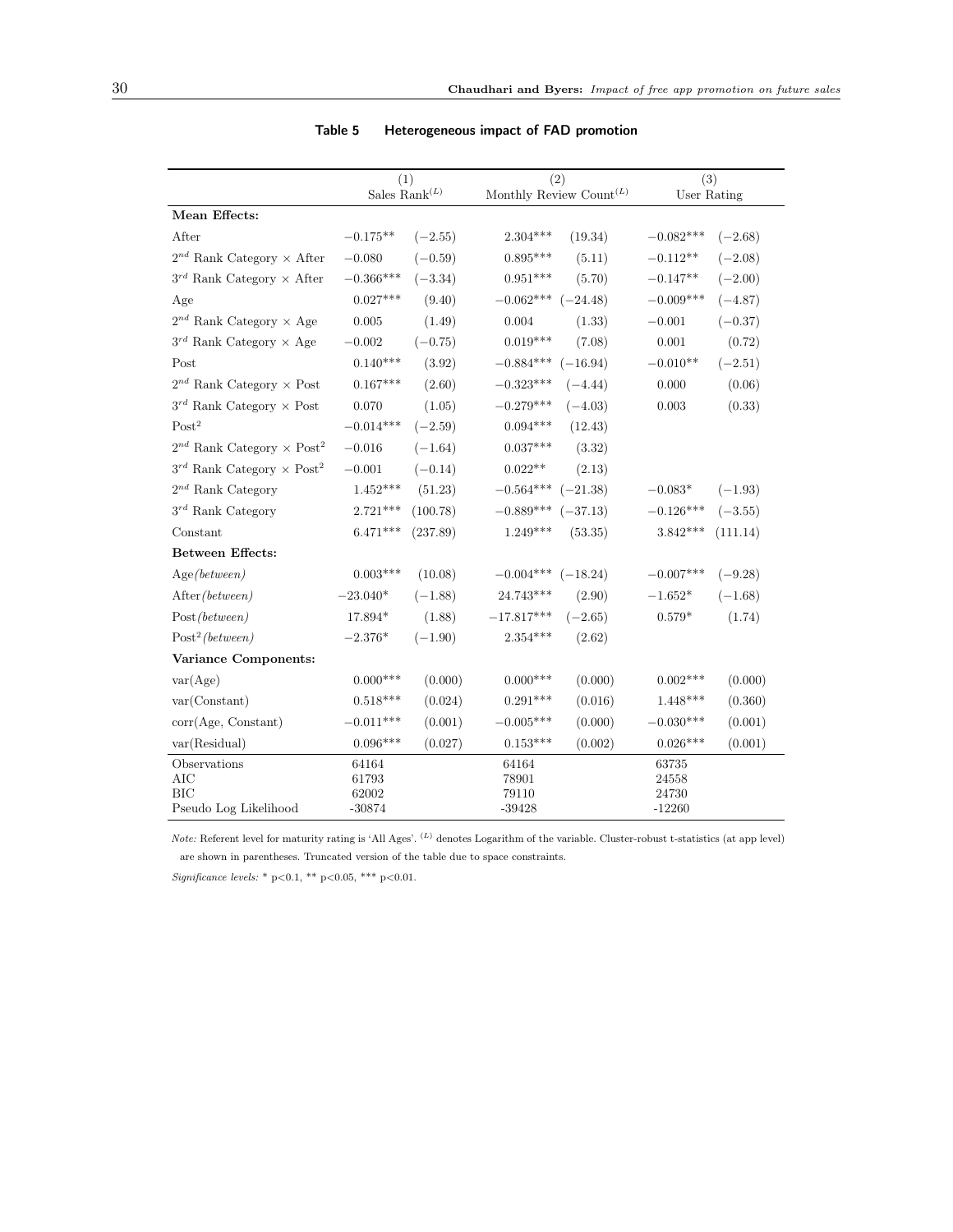**Table 5 Heterogeneous impact of FAD promotion**

| | (1) Sales Rank$^{(L)}$ | | (2) Monthly Review Count$^{(L)}$ | | (3) User Rating | |
|---|---|---|---|---|---|---|
| **Mean Effects:** | | | | | | |
| After | $-0.175$** | $(-2.55)$ | $2.304$*** | $(19.34)$ | $-0.082$*** | $(-2.68)$ |
| $2^{nd}$ Rank Category × After | $-0.080$ | $(-0.59)$ | $0.895$*** | $(5.11)$ | $-0.112$** | $(-2.08)$ |
| $3^{rd}$ Rank Category × After | $-0.366$*** | $(-3.34)$ | $0.951$*** | $(5.70)$ | $-0.147$** | $(-2.00)$ |
| Age | $0.027$*** | $(9.40)$ | $-0.062$*** | $(-24.48)$ | $-0.009$*** | $(-4.87)$ |
| $2^{nd}$ Rank Category × Age | $0.005$ | $(1.49)$ | $0.004$ | $(1.33)$ | $-0.001$ | $(-0.37)$ |
| $3^{rd}$ Rank Category × Age | $-0.002$ | $(-0.75)$ | $0.019$*** | $(7.08)$ | $0.001$ | $(0.72)$ |
| Post | $0.140$*** | $(3.92)$ | $-0.884$*** | $(-16.94)$ | $-0.010$** | $(-2.51)$ |
| $2^{nd}$ Rank Category × Post | $0.167$*** | $(2.60)$ | $-0.323$*** | $(-4.44)$ | $0.000$ | $(0.06)$ |
| $3^{rd}$ Rank Category × Post | $0.070$ | $(1.05)$ | $-0.279$*** | $(-4.03)$ | $0.003$ | $(0.33)$ |
| Post$^2$ | $-0.014$*** | $(-2.59)$ | $0.094$*** | $(12.43)$ | | |
| $2^{nd}$ Rank Category × Post$^2$ | $-0.016$ | $(-1.64)$ | $0.037$*** | $(3.32)$ | | |
| $3^{rd}$ Rank Category × Post$^2$ | $-0.001$ | $(-0.14)$ | $0.022$** | $(2.13)$ | | |
| $2^{nd}$ Rank Category | $1.452$*** | $(51.23)$ | $-0.564$*** | $(-21.38)$ | $-0.083$* | $(-1.93)$ |
| $3^{rd}$ Rank Category | $2.721$*** | $(100.78)$ | $-0.889$*** | $(-37.13)$ | $-0.126$*** | $(-3.55)$ |
| Constant | $6.471$*** | $(237.89)$ | $1.249$*** | $(53.35)$ | $3.842$*** | $(111.14)$ |
| **Between Effects:** | | | | | | |
| Age*(between)* | $0.003$*** | $(10.08)$ | $-0.004$*** | $(-18.24)$ | $-0.007$*** | $(-9.28)$ |
| After*(between)* | $-23.040$* | $(-1.88)$ | $24.743$*** | $(2.90)$ | $-1.652$* | $(-1.68)$ |
| Post*(between)* | $17.894$* | $(1.88)$ | $-17.817$*** | $(-2.65)$ | $0.579$* | $(1.74)$ |
| Post$^2$*(between)* | $-2.376$* | $(-1.90)$ | $2.354$*** | $(2.62)$ | | |
| **Variance Components:** | | | | | | |
| var(Age) | $0.000$*** | $(0.000)$ | $0.000$*** | $(0.000)$ | $0.002$*** | $(0.000)$ |
| var(Constant) | $0.518$*** | $(0.024)$ | $0.291$*** | $(0.016)$ | $1.448$*** | $(0.360)$ |
| corr(Age, Constant) | $-0.011$*** | $(0.001)$ | $-0.005$*** | $(0.000)$ | $-0.030$*** | $(0.001)$ |
| var(Residual) | $0.096$*** | $(0.027)$ | $0.153$*** | $(0.002)$ | $0.026$*** | $(0.001)$ |
| Observations | 64164 | | 64164 | | 63735 | |
| AIC | 61793 | | 78901 | | 24558 | |
| BIC | 62002 | | 79110 | | 24730 | |
| Pseudo Log Likelihood | -30874 | | -39428 | | -12260 | |

*Note:* Referent level for maturity rating is 'All Ages'. $^{(L)}$ denotes Logarithm of the variable. Cluster-robust t-statistics (at app level) are shown in parentheses. Truncated version of the table due to space constraints.

*Significance levels:* * p<0.1, ** p<0.05, *** p<0.01.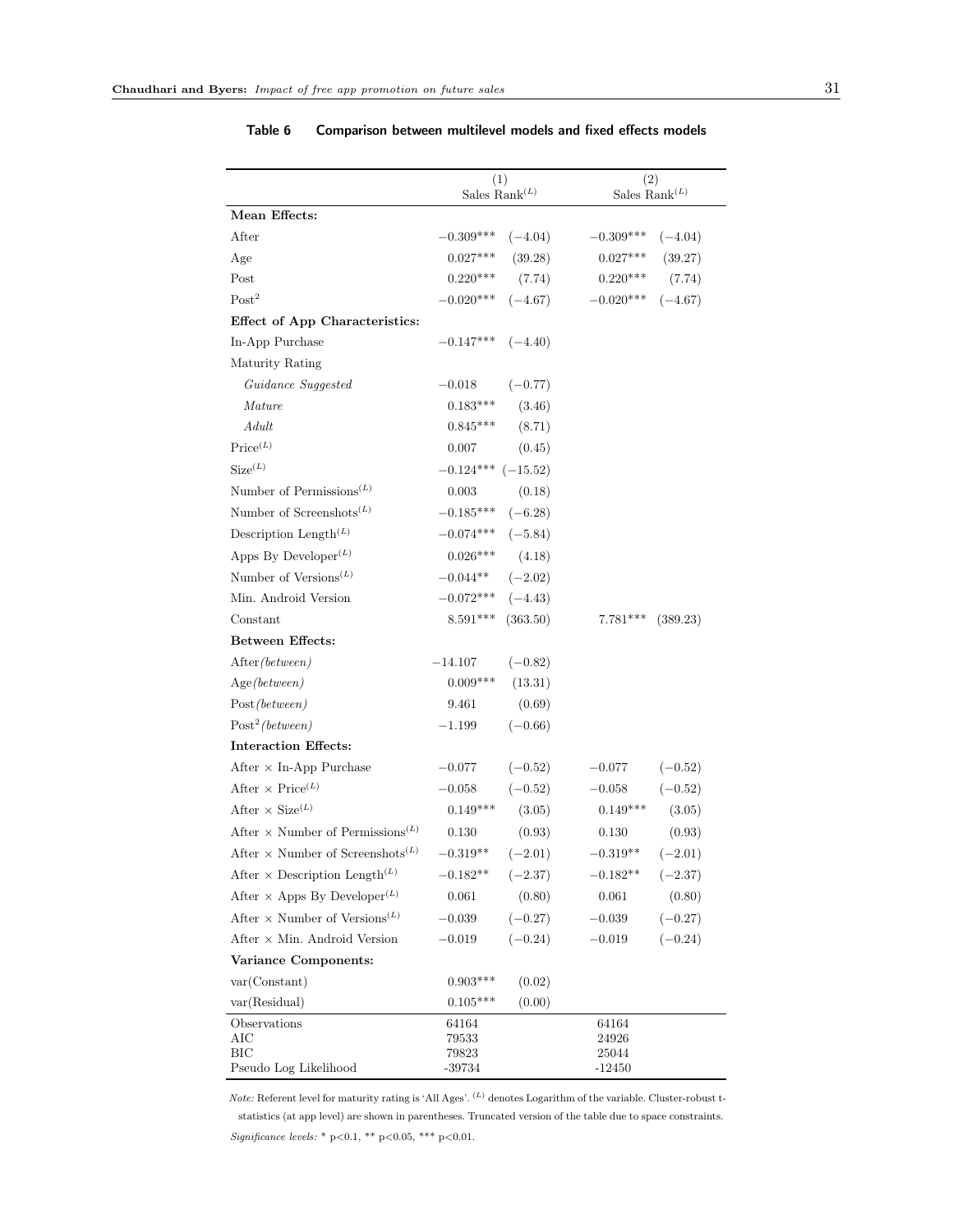**Table 6 Comparison between multilevel models and fixed effects models**

| | (1) Sales Rank$^{(L)}$ | | (2) Sales Rank$^{(L)}$ | |
|---|---|---|---|---|
| **Mean Effects:** | | | | |
| After | −0.309*** | (−4.04) | −0.309*** | (−4.04) |
| Age | 0.027*** | (39.28) | 0.027*** | (39.27) |
| Post | 0.220*** | (7.74) | 0.220*** | (7.74) |
| Post$^2$ | −0.020*** | (−4.67) | −0.020*** | (−4.67) |
| **Effect of App Characteristics:** | | | | |
| In-App Purchase | −0.147*** | (−4.40) | | |
| Maturity Rating | | | | |
| *Guidance Suggested* | −0.018 | (−0.77) | | |
| *Mature* | 0.183*** | (3.46) | | |
| *Adult* | 0.845*** | (8.71) | | |
| Price$^{(L)}$ | 0.007 | (0.45) | | |
| Size$^{(L)}$ | −0.124*** | (−15.52) | | |
| Number of Permissions$^{(L)}$ | 0.003 | (0.18) | | |
| Number of Screenshots$^{(L)}$ | −0.185*** | (−6.28) | | |
| Description Length$^{(L)}$ | −0.074*** | (−5.84) | | |
| Apps By Developer$^{(L)}$ | 0.026*** | (4.18) | | |
| Number of Versions$^{(L)}$ | −0.044** | (−2.02) | | |
| Min. Android Version | −0.072*** | (−4.43) | | |
| Constant | 8.591*** | (363.50) | 7.781*** | (389.23) |
| **Between Effects:** | | | | |
| After*(between)* | −14.107 | (−0.82) | | |
| Age*(between)* | 0.009*** | (13.31) | | |
| Post*(between)* | 9.461 | (0.69) | | |
| Post$^2$*(between)* | −1.199 | (−0.66) | | |
| **Interaction Effects:** | | | | |
| After × In-App Purchase | −0.077 | (−0.52) | −0.077 | (−0.52) |
| After × Price$^{(L)}$ | −0.058 | (−0.52) | −0.058 | (−0.52) |
| After × Size$^{(L)}$ | 0.149*** | (3.05) | 0.149*** | (3.05) |
| After × Number of Permissions$^{(L)}$ | 0.130 | (0.93) | 0.130 | (0.93) |
| After × Number of Screenshots$^{(L)}$ | −0.319** | (−2.01) | −0.319** | (−2.01) |
| After × Description Length$^{(L)}$ | −0.182** | (−2.37) | −0.182** | (−2.37) |
| After × Apps By Developer$^{(L)}$ | 0.061 | (0.80) | 0.061 | (0.80) |
| After × Number of Versions$^{(L)}$ | −0.039 | (−0.27) | −0.039 | (−0.27) |
| After × Min. Android Version | −0.019 | (−0.24) | −0.019 | (−0.24) |
| **Variance Components:** | | | | |
| var(Constant) | 0.903*** | (0.02) | | |
| var(Residual) | 0.105*** | (0.00) | | |
| Observations | 64164 | | 64164 | |
| AIC | 79533 | | 24926 | |
| BIC | 79823 | | 25044 | |
| Pseudo Log Likelihood | -39734 | | -12450 | |

*Note:* Referent level for maturity rating is 'All Ages'. $^{(L)}$ denotes Logarithm of the variable. Cluster-robust t-statistics (at app level) are shown in parentheses. Truncated version of the table due to space constraints.

*Significance levels:* * p<0.1, ** p<0.05, *** p<0.01.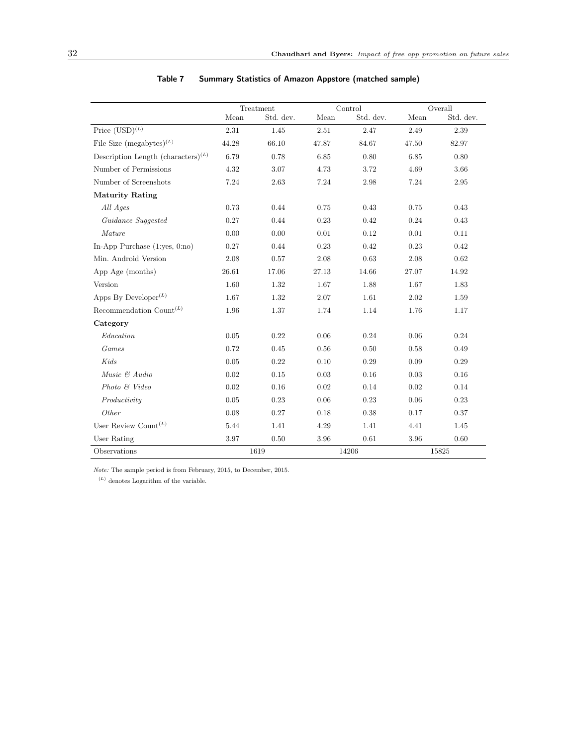**Table 7 Summary Statistics of Amazon Appstore (matched sample)**

| | Treatment | | Control | | Overall | |
|---|---|---|---|---|---|---|
| | Mean | Std. dev. | Mean | Std. dev. | Mean | Std. dev. |
| Price (USD)$^{(L)}$ | 2.31 | 1.45 | 2.51 | 2.47 | 2.49 | 2.39 |
| File Size (megabytes)$^{(L)}$ | 44.28 | 66.10 | 47.87 | 84.67 | 47.50 | 82.97 |
| Description Length (characters)$^{(L)}$ | 6.79 | 0.78 | 6.85 | 0.80 | 6.85 | 0.80 |
| Number of Permissions | 4.32 | 3.07 | 4.73 | 3.72 | 4.69 | 3.66 |
| Number of Screenshots | 7.24 | 2.63 | 7.24 | 2.98 | 7.24 | 2.95 |
| **Maturity Rating** | | | | | | |
| *All Ages* | 0.73 | 0.44 | 0.75 | 0.43 | 0.75 | 0.43 |
| *Guidance Suggested* | 0.27 | 0.44 | 0.23 | 0.42 | 0.24 | 0.43 |
| *Mature* | 0.00 | 0.00 | 0.01 | 0.12 | 0.01 | 0.11 |
| In-App Purchase (1:yes, 0:no) | 0.27 | 0.44 | 0.23 | 0.42 | 0.23 | 0.42 |
| Min. Android Version | 2.08 | 0.57 | 2.08 | 0.63 | 2.08 | 0.62 |
| App Age (months) | 26.61 | 17.06 | 27.13 | 14.66 | 27.07 | 14.92 |
| Version | 1.60 | 1.32 | 1.67 | 1.88 | 1.67 | 1.83 |
| Apps By Developer$^{(L)}$ | 1.67 | 1.32 | 2.07 | 1.61 | 2.02 | 1.59 |
| Recommendation Count$^{(L)}$ | 1.96 | 1.37 | 1.74 | 1.14 | 1.76 | 1.17 |
| **Category** | | | | | | |
| *Education* | 0.05 | 0.22 | 0.06 | 0.24 | 0.06 | 0.24 |
| *Games* | 0.72 | 0.45 | 0.56 | 0.50 | 0.58 | 0.49 |
| *Kids* | 0.05 | 0.22 | 0.10 | 0.29 | 0.09 | 0.29 |
| *Music & Audio* | 0.02 | 0.15 | 0.03 | 0.16 | 0.03 | 0.16 |
| *Photo & Video* | 0.02 | 0.16 | 0.02 | 0.14 | 0.02 | 0.14 |
| *Productivity* | 0.05 | 0.23 | 0.06 | 0.23 | 0.06 | 0.23 |
| *Other* | 0.08 | 0.27 | 0.18 | 0.38 | 0.17 | 0.37 |
| User Review Count$^{(L)}$ | 5.44 | 1.41 | 4.29 | 1.41 | 4.41 | 1.45 |
| User Rating | 3.97 | 0.50 | 3.96 | 0.61 | 3.96 | 0.60 |
| Observations | 1619 | | 14206 | | 15825 | |

*Note:* The sample period is from February, 2015, to December, 2015.

$^{(L)}$ denotes Logarithm of the variable.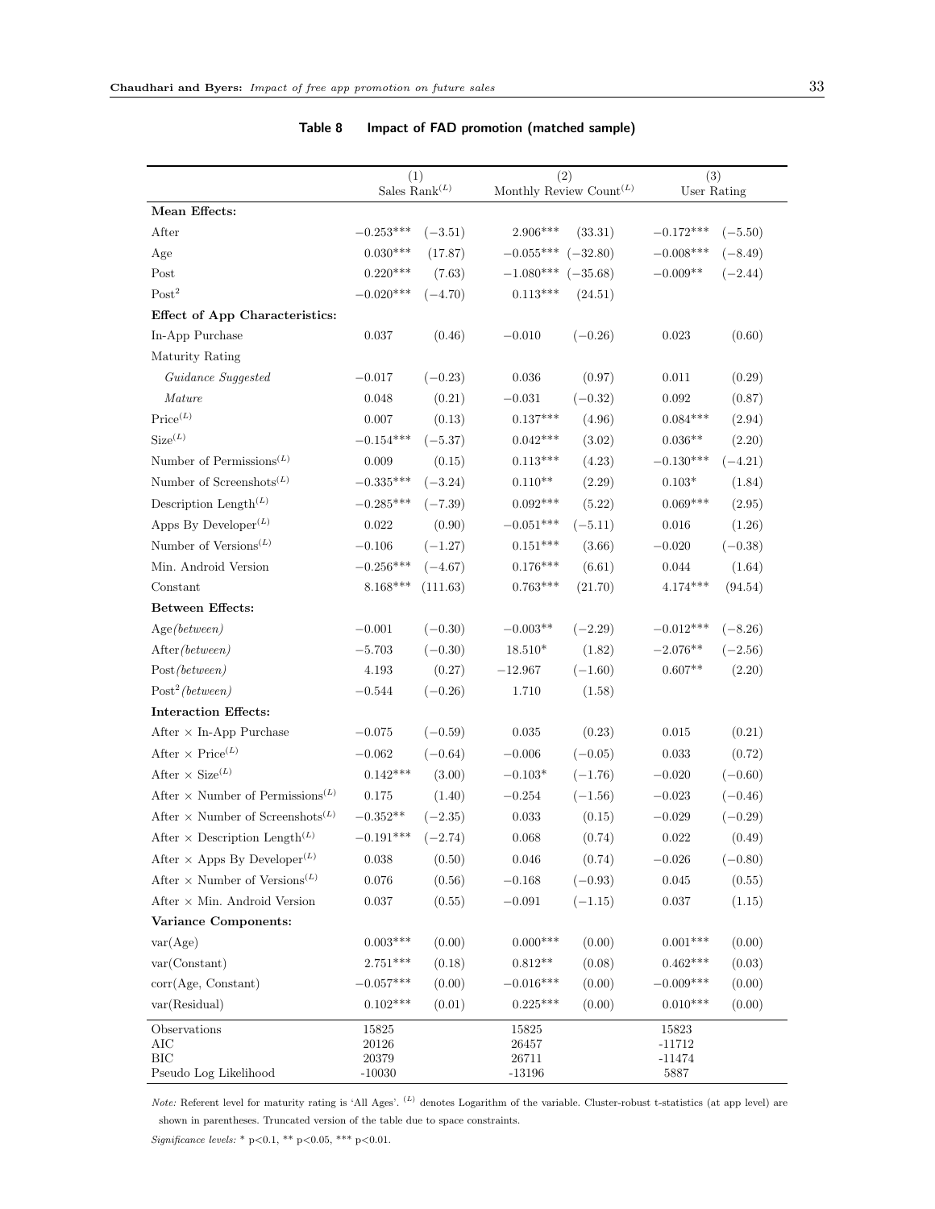**Table 8 Impact of FAD promotion (matched sample)**

| | (1) Sales Rank$^{(L)}$ | | (2) Monthly Review Count$^{(L)}$ | | (3) User Rating | |
|---|---|---|---|---|---|---|
| **Mean Effects:** | | | | | | |
| After | $-0.253^{***}$ | $(-3.51)$ | $2.906^{***}$ | $(33.31)$ | $-0.172^{***}$ | $(-5.50)$ |
| Age | $0.030^{***}$ | $(17.87)$ | $-0.055^{***}$ | $(-32.80)$ | $-0.008^{***}$ | $(-8.49)$ |
| Post | $0.220^{***}$ | $(7.63)$ | $-1.080^{***}$ | $(-35.68)$ | $-0.009^{**}$ | $(-2.44)$ |
| Post$^2$ | $-0.020^{***}$ | $(-4.70)$ | $0.113^{***}$ | $(24.51)$ | | |
| **Effect of App Characteristics:** | | | | | | |
| In-App Purchase | $0.037$ | $(0.46)$ | $-0.010$ | $(-0.26)$ | $0.023$ | $(0.60)$ |
| Maturity Rating | | | | | | |
| *Guidance Suggested* | $-0.017$ | $(-0.23)$ | $0.036$ | $(0.97)$ | $0.011$ | $(0.29)$ |
| *Mature* | $0.048$ | $(0.21)$ | $-0.031$ | $(-0.32)$ | $0.092$ | $(0.87)$ |
| Price$^{(L)}$ | $0.007$ | $(0.13)$ | $0.137^{***}$ | $(4.96)$ | $0.084^{***}$ | $(2.94)$ |
| Size$^{(L)}$ | $-0.154^{***}$ | $(-5.37)$ | $0.042^{***}$ | $(3.02)$ | $0.036^{**}$ | $(2.20)$ |
| Number of Permissions$^{(L)}$ | $0.009$ | $(0.15)$ | $0.113^{***}$ | $(4.23)$ | $-0.130^{***}$ | $(-4.21)$ |
| Number of Screenshots$^{(L)}$ | $-0.335^{***}$ | $(-3.24)$ | $0.110^{**}$ | $(2.29)$ | $0.103^{*}$ | $(1.84)$ |
| Description Length$^{(L)}$ | $-0.285^{***}$ | $(-7.39)$ | $0.092^{***}$ | $(5.22)$ | $0.069^{***}$ | $(2.95)$ |
| Apps By Developer$^{(L)}$ | $0.022$ | $(0.90)$ | $-0.051^{***}$ | $(-5.11)$ | $0.016$ | $(1.26)$ |
| Number of Versions$^{(L)}$ | $-0.106$ | $(-1.27)$ | $0.151^{***}$ | $(3.66)$ | $-0.020$ | $(-0.38)$ |
| Min. Android Version | $-0.256^{***}$ | $(-4.67)$ | $0.176^{***}$ | $(6.61)$ | $0.044$ | $(1.64)$ |
| Constant | $8.168^{***}$ | $(111.63)$ | $0.763^{***}$ | $(21.70)$ | $4.174^{***}$ | $(94.54)$ |
| **Between Effects:** | | | | | | |
| Age*(between)* | $-0.001$ | $(-0.30)$ | $-0.003^{**}$ | $(-2.29)$ | $-0.012^{***}$ | $(-8.26)$ |
| After*(between)* | $-5.703$ | $(-0.30)$ | $18.510^{*}$ | $(1.82)$ | $-2.076^{**}$ | $(-2.56)$ |
| Post*(between)* | $4.193$ | $(0.27)$ | $-12.967$ | $(-1.60)$ | $0.607^{**}$ | $(2.20)$ |
| Post$^2$*(between)* | $-0.544$ | $(-0.26)$ | $1.710$ | $(1.58)$ | | |
| **Interaction Effects:** | | | | | | |
| After × In-App Purchase | $-0.075$ | $(-0.59)$ | $0.035$ | $(0.23)$ | $0.015$ | $(0.21)$ |
| After × Price$^{(L)}$ | $-0.062$ | $(-0.64)$ | $-0.006$ | $(-0.05)$ | $0.033$ | $(0.72)$ |
| After × Size$^{(L)}$ | $0.142^{***}$ | $(3.00)$ | $-0.103^{*}$ | $(-1.76)$ | $-0.020$ | $(-0.60)$ |
| After × Number of Permissions$^{(L)}$ | $0.175$ | $(1.40)$ | $-0.254$ | $(-1.56)$ | $-0.023$ | $(-0.46)$ |
| After × Number of Screenshots$^{(L)}$ | $-0.352^{**}$ | $(-2.35)$ | $0.033$ | $(0.15)$ | $-0.029$ | $(-0.29)$ |
| After × Description Length$^{(L)}$ | $-0.191^{***}$ | $(-2.74)$ | $0.068$ | $(0.74)$ | $0.022$ | $(0.49)$ |
| After × Apps By Developer$^{(L)}$ | $0.038$ | $(0.50)$ | $0.046$ | $(0.74)$ | $-0.026$ | $(-0.80)$ |
| After × Number of Versions$^{(L)}$ | $0.076$ | $(0.56)$ | $-0.168$ | $(-0.93)$ | $0.045$ | $(0.55)$ |
| After × Min. Android Version | $0.037$ | $(0.55)$ | $-0.091$ | $(-1.15)$ | $0.037$ | $(1.15)$ |
| **Variance Components:** | | | | | | |
| var(Age) | $0.003^{***}$ | $(0.00)$ | $0.000^{***}$ | $(0.00)$ | $0.001^{***}$ | $(0.00)$ |
| var(Constant) | $2.751^{***}$ | $(0.18)$ | $0.812^{**}$ | $(0.08)$ | $0.462^{***}$ | $(0.03)$ |
| corr(Age, Constant) | $-0.057^{***}$ | $(0.00)$ | $-0.016^{***}$ | $(0.00)$ | $-0.009^{***}$ | $(0.00)$ |
| var(Residual) | $0.102^{***}$ | $(0.01)$ | $0.225^{***}$ | $(0.00)$ | $0.010^{***}$ | $(0.00)$ |
| Observations | 15825 | | 15825 | | 15823 | |
| AIC | 20126 | | 26457 | | -11712 | |
| BIC | 20379 | | 26711 | | -11474 | |
| Pseudo Log Likelihood | -10030 | | -13196 | | 5887 | |

*Note:* Referent level for maturity rating is 'All Ages'. $^{(L)}$ denotes Logarithm of the variable. Cluster-robust t-statistics (at app level) are shown in parentheses. Truncated version of the table due to space constraints.

*Significance levels:* * p<0.1, ** p<0.05, *** p<0.01.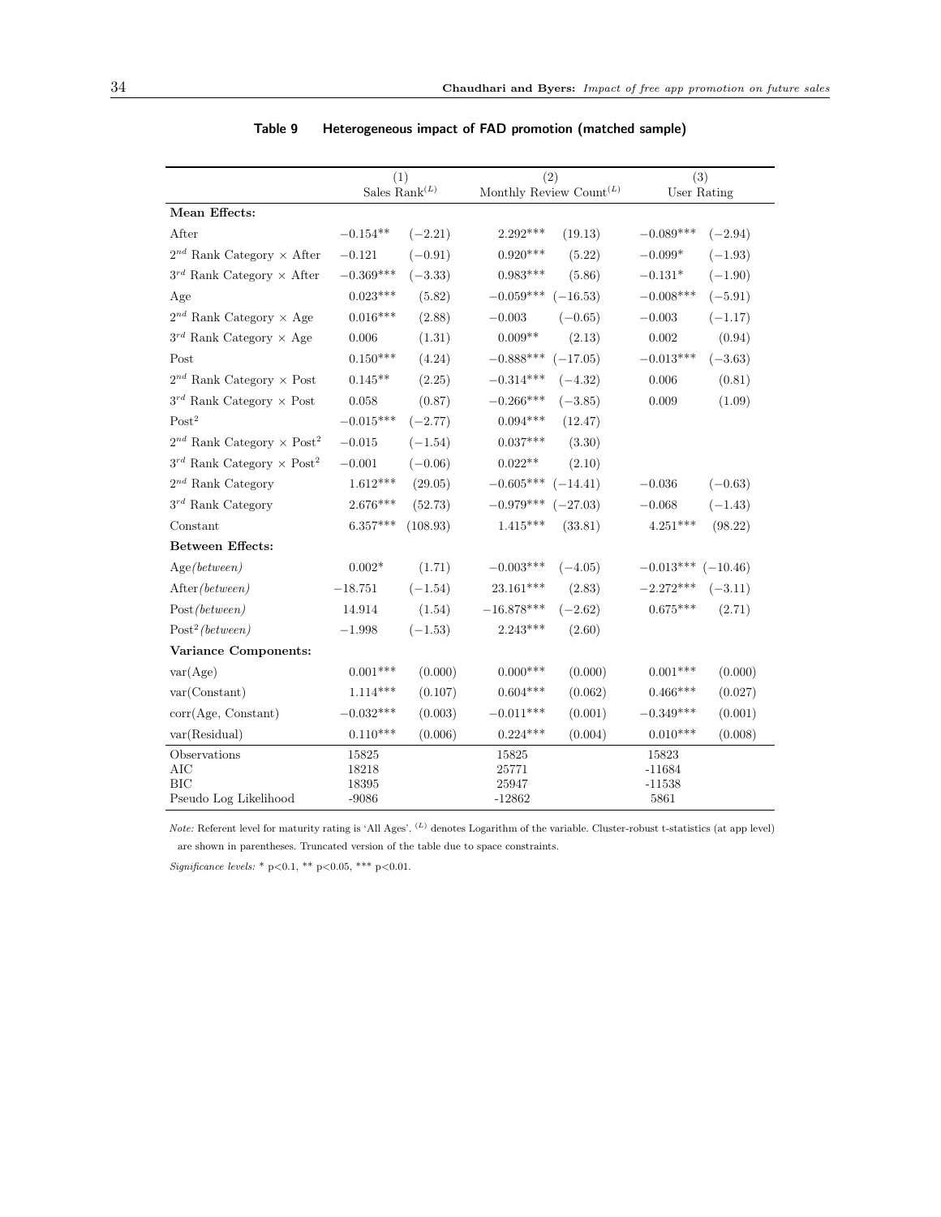**Table 9 Heterogeneous impact of FAD promotion (matched sample)**

| | (1) Sales Rank$^{(L)}$ | | (2) Monthly Review Count$^{(L)}$ | | (3) User Rating | |
|---|---|---|---|---|---|---|
| **Mean Effects:** | | | | | | |
| After | $-0.154^{**}$ | $(-2.21)$ | $2.292^{***}$ | $(19.13)$ | $-0.089^{***}$ | $(-2.94)$ |
| $2^{nd}$ Rank Category × After | $-0.121$ | $(-0.91)$ | $0.920^{***}$ | $(5.22)$ | $-0.099^{*}$ | $(-1.93)$ |
| $3^{rd}$ Rank Category × After | $-0.369^{***}$ | $(-3.33)$ | $0.983^{***}$ | $(5.86)$ | $-0.131^{*}$ | $(-1.90)$ |
| Age | $0.023^{***}$ | $(5.82)$ | $-0.059^{***}$ | $(-16.53)$ | $-0.008^{***}$ | $(-5.91)$ |
| $2^{nd}$ Rank Category × Age | $0.016^{***}$ | $(2.88)$ | $-0.003$ | $(-0.65)$ | $-0.003$ | $(-1.17)$ |
| $3^{rd}$ Rank Category × Age | $0.006$ | $(1.31)$ | $0.009^{**}$ | $(2.13)$ | $0.002$ | $(0.94)$ |
| Post | $0.150^{***}$ | $(4.24)$ | $-0.888^{***}$ | $(-17.05)$ | $-0.013^{***}$ | $(-3.63)$ |
| $2^{nd}$ Rank Category × Post | $0.145^{**}$ | $(2.25)$ | $-0.314^{***}$ | $(-4.32)$ | $0.006$ | $(0.81)$ |
| $3^{rd}$ Rank Category × Post | $0.058$ | $(0.87)$ | $-0.266^{***}$ | $(-3.85)$ | $0.009$ | $(1.09)$ |
| Post$^2$ | $-0.015^{***}$ | $(-2.77)$ | $0.094^{***}$ | $(12.47)$ | | |
| $2^{nd}$ Rank Category × Post$^2$ | $-0.015$ | $(-1.54)$ | $0.037^{***}$ | $(3.30)$ | | |
| $3^{rd}$ Rank Category × Post$^2$ | $-0.001$ | $(-0.06)$ | $0.022^{**}$ | $(2.10)$ | | |
| $2^{nd}$ Rank Category | $1.612^{***}$ | $(29.05)$ | $-0.605^{***}$ | $(-14.41)$ | $-0.036$ | $(-0.63)$ |
| $3^{rd}$ Rank Category | $2.676^{***}$ | $(52.73)$ | $-0.979^{***}$ | $(-27.03)$ | $-0.068$ | $(-1.43)$ |
| Constant | $6.357^{***}$ | $(108.93)$ | $1.415^{***}$ | $(33.81)$ | $4.251^{***}$ | $(98.22)$ |
| **Between Effects:** | | | | | | |
| Age*(between)* | $0.002^{*}$ | $(1.71)$ | $-0.003^{***}$ | $(-4.05)$ | $-0.013^{***}$ | $(-10.46)$ |
| After*(between)* | $-18.751$ | $(-1.54)$ | $23.161^{***}$ | $(2.83)$ | $-2.272^{***}$ | $(-3.11)$ |
| Post*(between)* | $14.914$ | $(1.54)$ | $-16.878^{***}$ | $(-2.62)$ | $0.675^{***}$ | $(2.71)$ |
| Post$^2$*(between)* | $-1.998$ | $(-1.53)$ | $2.243^{***}$ | $(2.60)$ | | |
| **Variance Components:** | | | | | | |
| var(Age) | $0.001^{***}$ | $(0.000)$ | $0.000^{***}$ | $(0.000)$ | $0.001^{***}$ | $(0.000)$ |
| var(Constant) | $1.114^{***}$ | $(0.107)$ | $0.604^{***}$ | $(0.062)$ | $0.466^{***}$ | $(0.027)$ |
| corr(Age, Constant) | $-0.032^{***}$ | $(0.003)$ | $-0.011^{***}$ | $(0.001)$ | $-0.349^{***}$ | $(0.001)$ |
| var(Residual) | $0.110^{***}$ | $(0.006)$ | $0.224^{***}$ | $(0.004)$ | $0.010^{***}$ | $(0.008)$ |
| Observations | 15825 | | 15825 | | 15823 | |
| AIC | 18218 | | 25771 | | -11684 | |
| BIC | 18395 | | 25947 | | -11538 | |
| Pseudo Log Likelihood | -9086 | | -12862 | | 5861 | |

*Note:* Referent level for maturity rating is 'All Ages'. $^{(L)}$ denotes Logarithm of the variable. Cluster-robust t-statistics (at app level) are shown in parentheses. Truncated version of the table due to space constraints.

*Significance levels:* * p<0.1, ** p<0.05, *** p<0.01.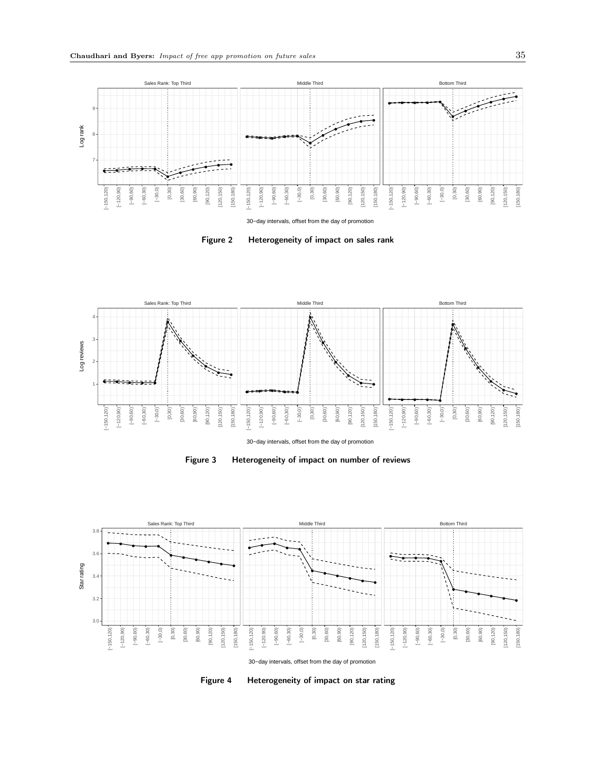Figure 2 Heterogeneity of impact on sales rank

Figure 3 Heterogeneity of impact on number of reviews

Figure 4 Heterogeneity of impact on star rating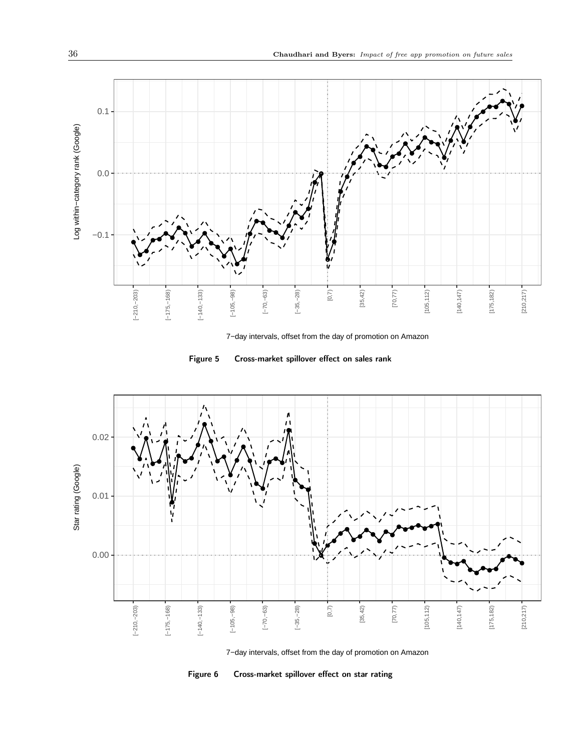Figure 5 Cross-market spillover effect on sales rank

Figure 6 Cross-market spillover effect on star rating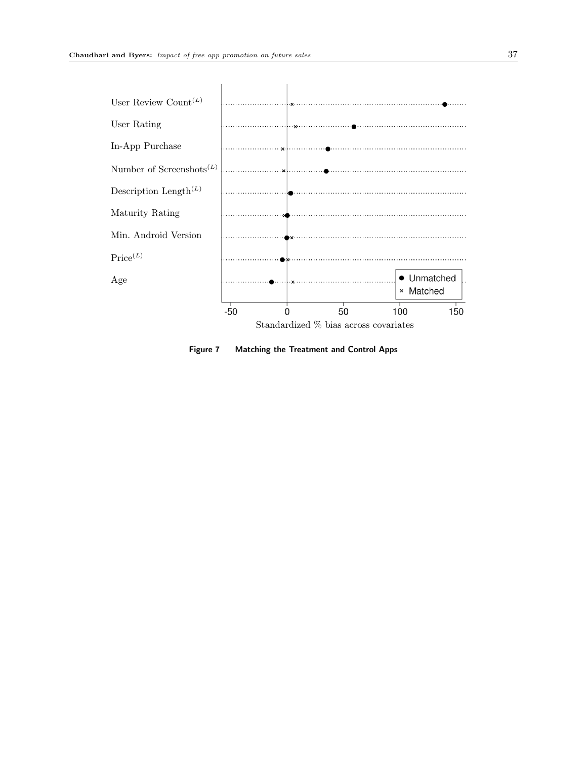User Review Count$^{(L)}$

User Rating

In-App Purchase

Number of Screenshots$^{(L)}$

Description Length$^{(L)}$

Maturity Rating

Min. Android Version

Price$^{(L)}$

Age

● Unmatched
× Matched

-50 0 50 100 150

Standardized % bias across covariates

**Figure 7 Matching the Treatment and Control Apps**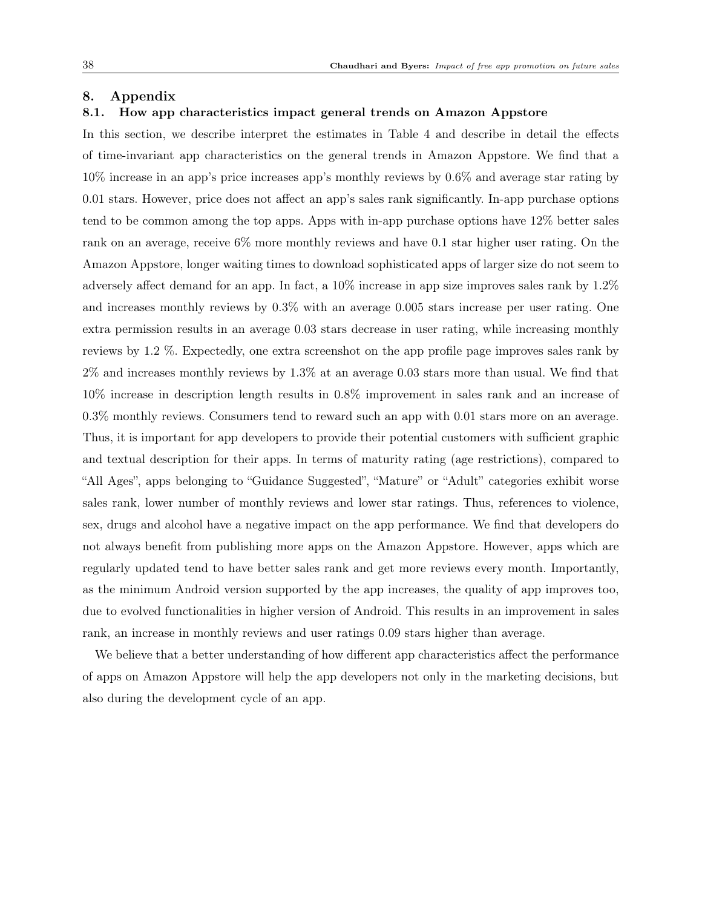# 8. Appendix

## 8.1. How app characteristics impact general trends on Amazon Appstore

In this section, we describe interpret the estimates in Table 4 and describe in detail the effects of time-invariant app characteristics on the general trends in Amazon Appstore. We find that a 10% increase in an app's price increases app's monthly reviews by 0.6% and average star rating by 0.01 stars. However, price does not affect an app's sales rank significantly. In-app purchase options tend to be common among the top apps. Apps with in-app purchase options have 12% better sales rank on an average, receive 6% more monthly reviews and have 0.1 star higher user rating. On the Amazon Appstore, longer waiting times to download sophisticated apps of larger size do not seem to adversely affect demand for an app. In fact, a 10% increase in app size improves sales rank by 1.2% and increases monthly reviews by 0.3% with an average 0.005 stars increase per user rating. One extra permission results in an average 0.03 stars decrease in user rating, while increasing monthly reviews by 1.2 %. Expectedly, one extra screenshot on the app profile page improves sales rank by 2% and increases monthly reviews by 1.3% at an average 0.03 stars more than usual. We find that 10% increase in description length results in 0.8% improvement in sales rank and an increase of 0.3% monthly reviews. Consumers tend to reward such an app with 0.01 stars more on an average. Thus, it is important for app developers to provide their potential customers with sufficient graphic and textual description for their apps. In terms of maturity rating (age restrictions), compared to "All Ages", apps belonging to "Guidance Suggested", "Mature" or "Adult" categories exhibit worse sales rank, lower number of monthly reviews and lower star ratings. Thus, references to violence, sex, drugs and alcohol have a negative impact on the app performance. We find that developers do not always benefit from publishing more apps on the Amazon Appstore. However, apps which are regularly updated tend to have better sales rank and get more reviews every month. Importantly, as the minimum Android version supported by the app increases, the quality of app improves too, due to evolved functionalities in higher version of Android. This results in an improvement in sales rank, an increase in monthly reviews and user ratings 0.09 stars higher than average.

We believe that a better understanding of how different app characteristics affect the performance of apps on Amazon Appstore will help the app developers not only in the marketing decisions, but also during the development cycle of an app.